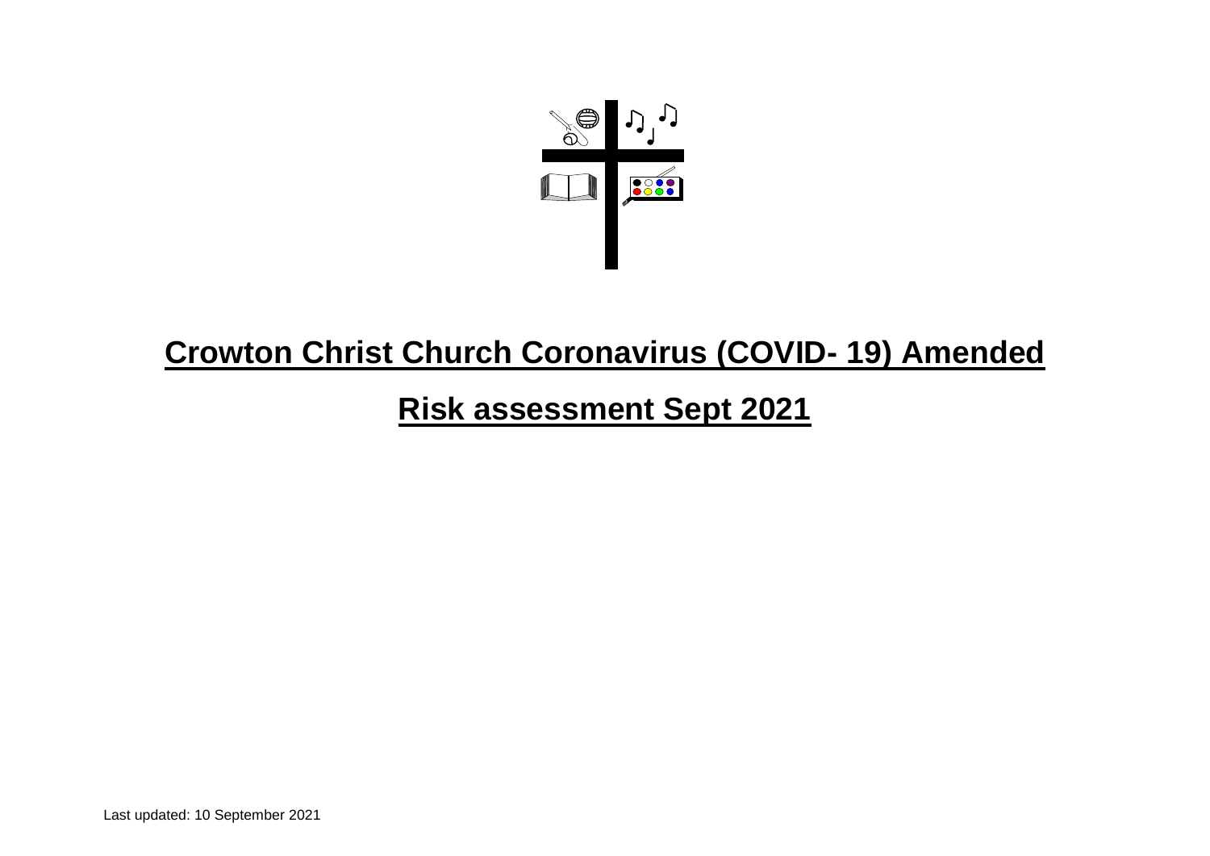# Crowton Christ Church Coronavirus (COVID- 19) Amended

# Risk assessment Sept 2021

Last updated: 10 September 2021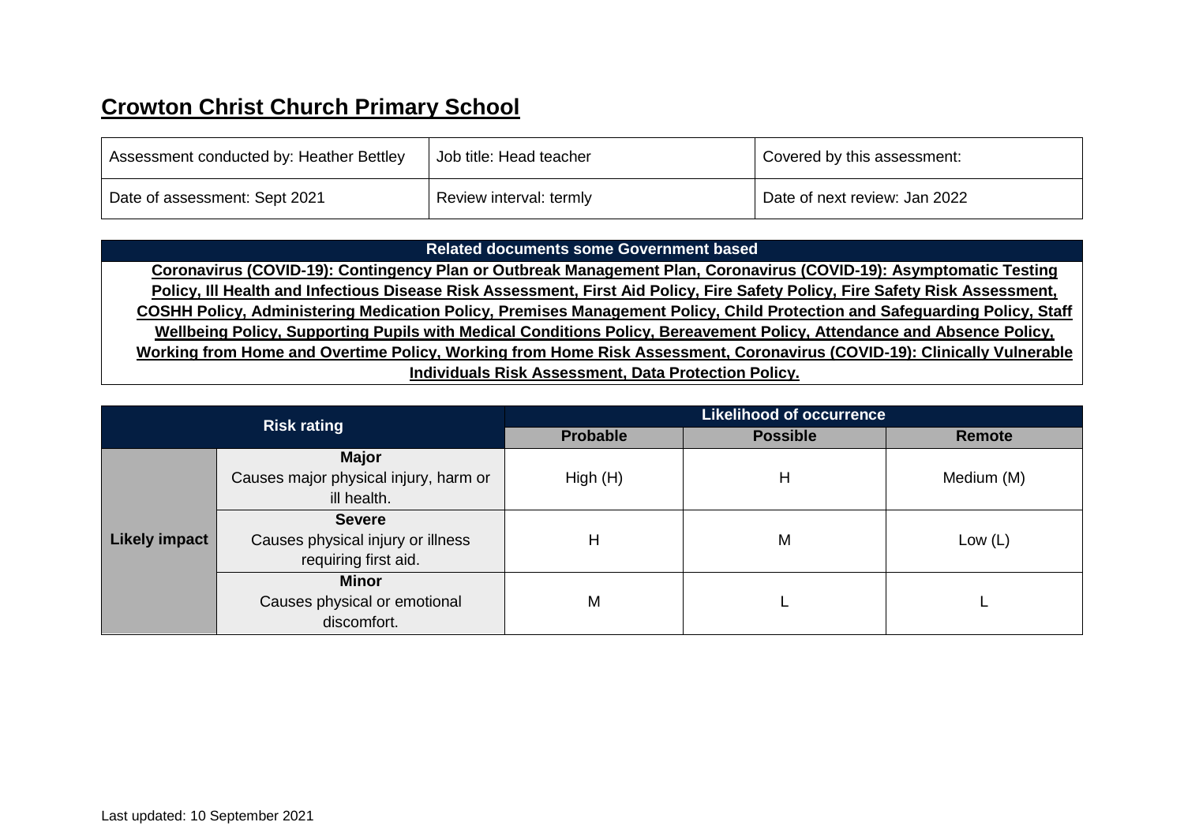# Crowton Christ Church Primary School

| Assessment conducted by: Heather Bettley | Job title: Head teacher | Covered by this assessment: |
|---|---|---|
| Date of assessment: Sept 2021 | Review interval: termly | Date of next review: Jan 2022 |

| Related documents some Government based |
|---|
| **Coronavirus (COVID-19): Contingency Plan or Outbreak Management Plan, Coronavirus (COVID-19): Asymptomatic Testing Policy, Ill Health and Infectious Disease Risk Assessment, First Aid Policy, Fire Safety Policy, Fire Safety Risk Assessment, COSHH Policy, Administering Medication Policy, Premises Management Policy, Child Protection and Safeguarding Policy, Staff Wellbeing Policy, Supporting Pupils with Medical Conditions Policy, Bereavement Policy, Attendance and Absence Policy, Working from Home and Overtime Policy, Working from Home Risk Assessment, Coronavirus (COVID-19): Clinically Vulnerable Individuals Risk Assessment, Data Protection Policy.** |

| Risk rating | | Likelihood of occurrence | | |
|---|---|---|---|---|
| | | **Probable** | **Possible** | **Remote** |
| **Likely impact** | **Major** Causes major physical injury, harm or ill health. | High (H) | H | Medium (M) |
| | **Severe** Causes physical injury or illness requiring first aid. | H | M | Low (L) |
| | **Minor** Causes physical or emotional discomfort. | M | L | L |

Last updated: 10 September 2021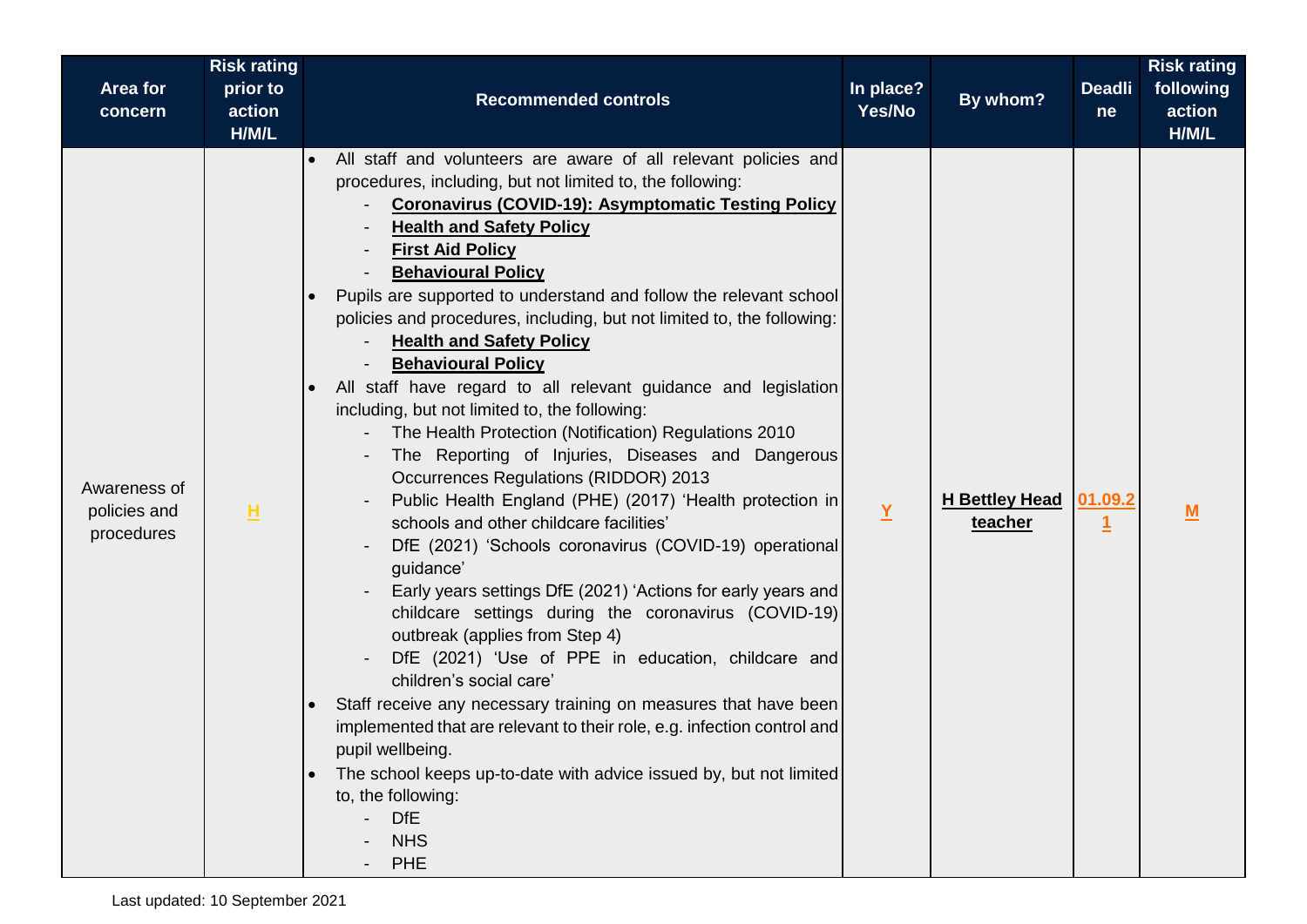| Area for concern | Risk rating prior to action H/M/L | Recommended controls | In place? Yes/No | By whom? | Deadline | Risk rating following action H/M/L |
|---|---|---|---|---|---|---|
| Awareness of policies and procedures | H | • All staff and volunteers are aware of all relevant policies and procedures, including, but not limited to, the following:<br>- **Coronavirus (COVID-19): Asymptomatic Testing Policy**<br>- **Health and Safety Policy**<br>- **First Aid Policy**<br>- **Behavioural Policy**<br>• Pupils are supported to understand and follow the relevant school policies and procedures, including, but not limited to, the following:<br>- **Health and Safety Policy**<br>- **Behavioural Policy**<br>• All staff have regard to all relevant guidance and legislation including, but not limited to, the following:<br>- The Health Protection (Notification) Regulations 2010<br>- The Reporting of Injuries, Diseases and Dangerous Occurrences Regulations (RIDDOR) 2013<br>- Public Health England (PHE) (2017) 'Health protection in schools and other childcare facilities'<br>- DfE (2021) 'Schools coronavirus (COVID-19) operational guidance'<br>- Early years settings DfE (2021) 'Actions for early years and childcare settings during the coronavirus (COVID-19) outbreak (applies from Step 4)<br>- DfE (2021) 'Use of PPE in education, childcare and children's social care'<br>• Staff receive any necessary training on measures that have been implemented that are relevant to their role, e.g. infection control and pupil wellbeing.<br>• The school keeps up-to-date with advice issued by, but not limited to, the following:<br>- DfE<br>- NHS<br>- PHE | Y | **H Bettley Head teacher** | 01.09.21 | M |

Last updated: 10 September 2021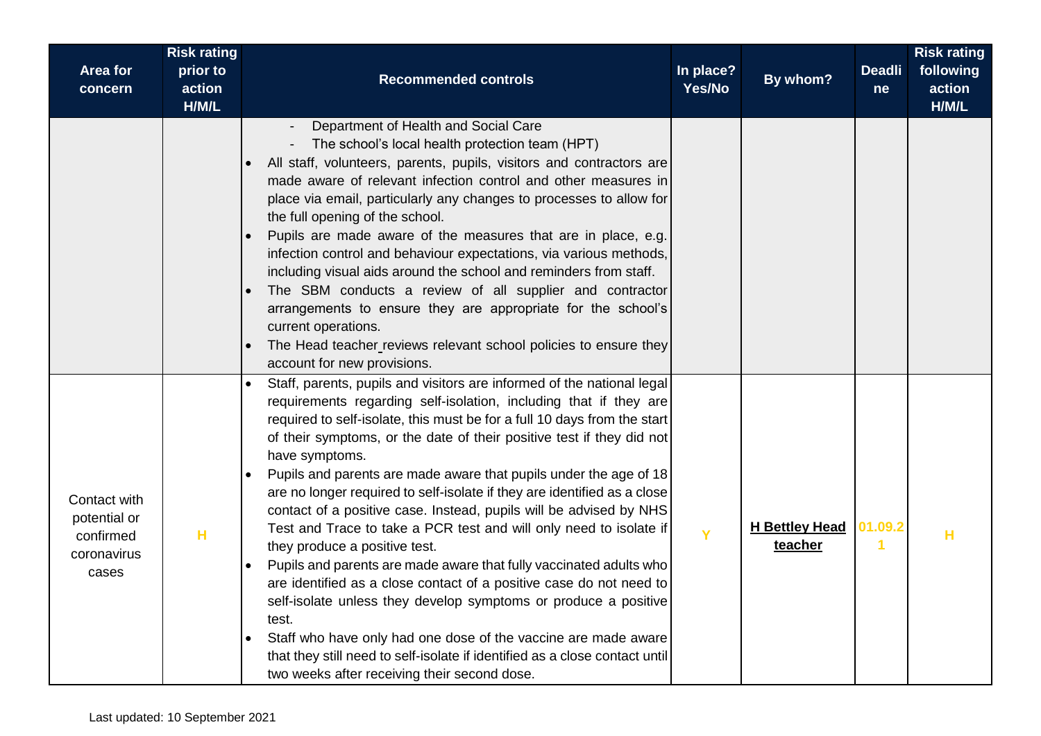| Area for concern | Risk rating prior to action H/M/L | Recommended controls | In place? Yes/No | By whom? | Deadline | Risk rating following action H/M/L |
|---|---|---|---|---|---|---|
| | | - Department of Health and Social Care<br>- The school's local health protection team (HPT)<br>• All staff, volunteers, parents, pupils, visitors and contractors are made aware of relevant infection control and other measures in place via email, particularly any changes to processes to allow for the full opening of the school.<br>• Pupils are made aware of the measures that are in place, e.g. infection control and behaviour expectations, via various methods, including visual aids around the school and reminders from staff.<br>• The SBM conducts a review of all supplier and contractor arrangements to ensure they are appropriate for the school's current operations.<br>• The Head teacher reviews relevant school policies to ensure they account for new provisions. | | | | |
| Contact with potential or confirmed coronavirus cases | H | • Staff, parents, pupils and visitors are informed of the national legal requirements regarding self-isolation, including that if they are required to self-isolate, this must be for a full 10 days from the start of their symptoms, or the date of their positive test if they did not have symptoms.<br>• Pupils and parents are made aware that pupils under the age of 18 are no longer required to self-isolate if they are identified as a close contact of a positive case. Instead, pupils will be advised by NHS Test and Trace to take a PCR test and will only need to isolate if they produce a positive test.<br>• Pupils and parents are made aware that fully vaccinated adults who are identified as a close contact of a positive case do not need to self-isolate unless they develop symptoms or produce a positive test.<br>• Staff who have only had one dose of the vaccine are made aware that they still need to self-isolate if identified as a close contact until two weeks after receiving their second dose. | Y | **H Bettley Head teacher** | 01.09.21 | H |

Last updated: 10 September 2021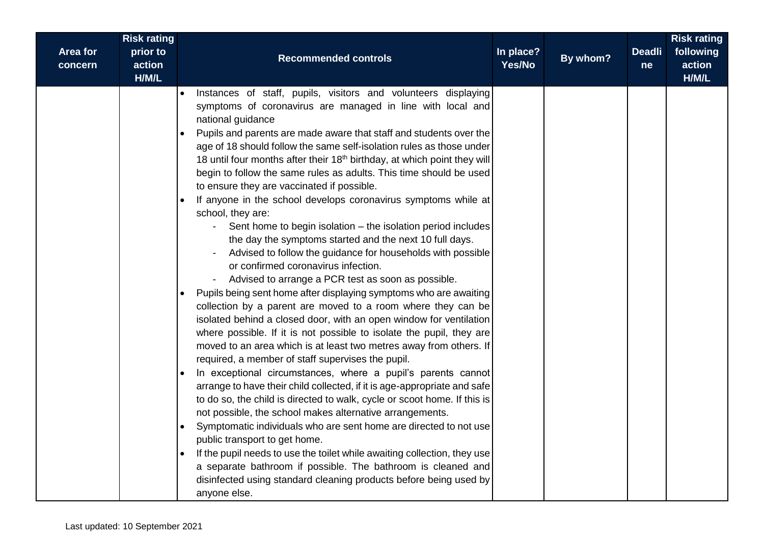| Area for concern | Risk rating prior to action H/M/L | Recommended controls | In place? Yes/No | By whom? | Deadline | Risk rating following action H/M/L |
|---|---|---|---|---|---|---|
| | | • Instances of staff, pupils, visitors and volunteers displaying symptoms of coronavirus are managed in line with local and national guidance<br>• Pupils and parents are made aware that staff and students over the age of 18 should follow the same self-isolation rules as those under 18 until four months after their 18th birthday, at which point they will begin to follow the same rules as adults. This time should be used to ensure they are vaccinated if possible.<br>• If anyone in the school develops coronavirus symptoms while at school, they are:<br>- Sent home to begin isolation – the isolation period includes the day the symptoms started and the next 10 full days.<br>- Advised to follow the guidance for households with possible or confirmed coronavirus infection.<br>- Advised to arrange a PCR test as soon as possible.<br>• Pupils being sent home after displaying symptoms who are awaiting collection by a parent are moved to a room where they can be isolated behind a closed door, with an open window for ventilation where possible. If it is not possible to isolate the pupil, they are moved to an area which is at least two metres away from others. If required, a member of staff supervises the pupil.<br>• In exceptional circumstances, where a pupil's parents cannot arrange to have their child collected, if it is age-appropriate and safe to do so, the child is directed to walk, cycle or scoot home. If this is not possible, the school makes alternative arrangements.<br>• Symptomatic individuals who are sent home are directed to not use public transport to get home.<br>• If the pupil needs to use the toilet while awaiting collection, they use a separate bathroom if possible. The bathroom is cleaned and disinfected using standard cleaning products before being used by anyone else. | | | | |

Last updated: 10 September 2021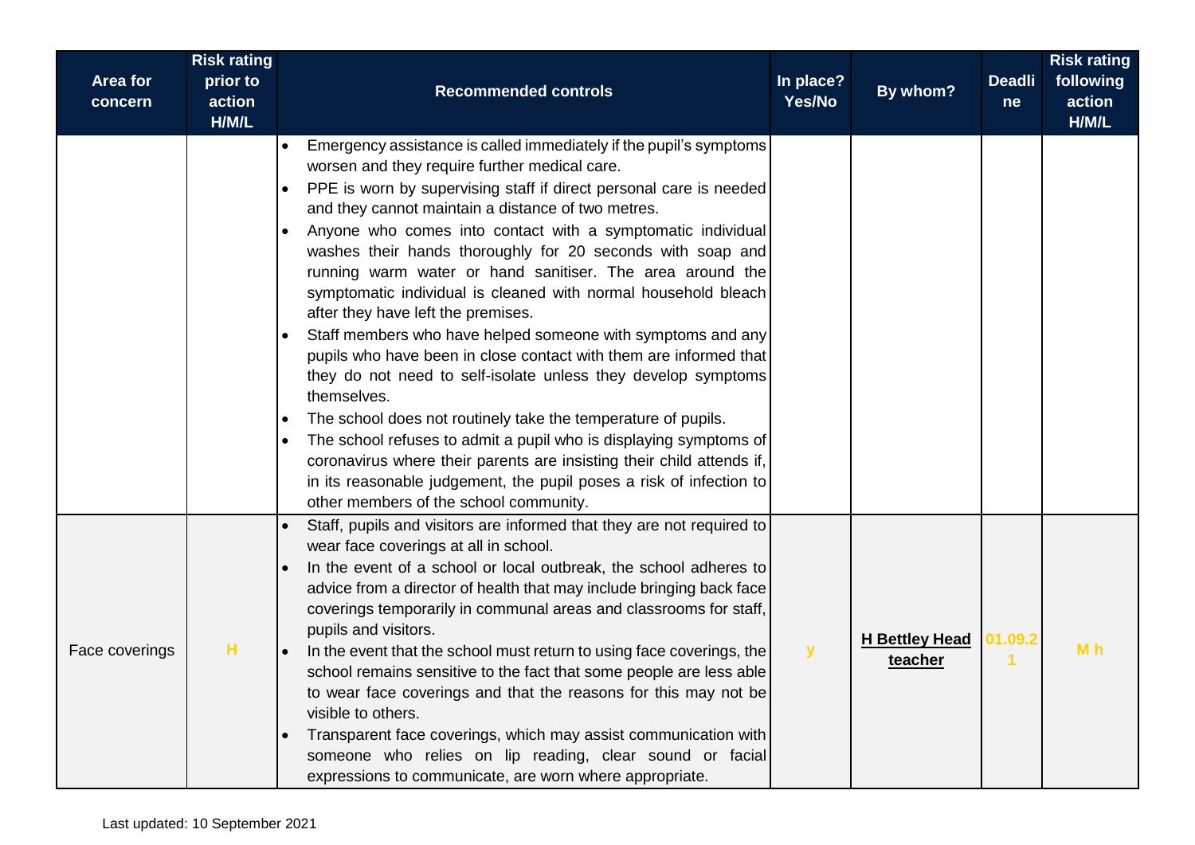| Area for concern | Risk rating prior to action H/M/L | Recommended controls | In place? Yes/No | By whom? | Deadline | Risk rating following action H/M/L |
|---|---|---|---|---|---|---|
| | | • Emergency assistance is called immediately if the pupil's symptoms worsen and they require further medical care.<br>• PPE is worn by supervising staff if direct personal care is needed and they cannot maintain a distance of two metres.<br>• Anyone who comes into contact with a symptomatic individual washes their hands thoroughly for 20 seconds with soap and running warm water or hand sanitiser. The area around the symptomatic individual is cleaned with normal household bleach after they have left the premises.<br>• Staff members who have helped someone with symptoms and any pupils who have been in close contact with them are informed that they do not need to self-isolate unless they develop symptoms themselves.<br>• The school does not routinely take the temperature of pupils.<br>• The school refuses to admit a pupil who is displaying symptoms of coronavirus where their parents are insisting their child attends if, in its reasonable judgement, the pupil poses a risk of infection to other members of the school community. | | | | |
| Face coverings | H | • Staff, pupils and visitors are informed that they are not required to wear face coverings at all in school.<br>• In the event of a school or local outbreak, the school adheres to advice from a director of health that may include bringing back face coverings temporarily in communal areas and classrooms for staff, pupils and visitors.<br>• In the event that the school must return to using face coverings, the school remains sensitive to the fact that some people are less able to wear face coverings and that the reasons for this may not be visible to others.<br>• Transparent face coverings, which may assist communication with someone who relies on lip reading, clear sound or facial expressions to communicate, are worn where appropriate. | y | **H Bettley Head teacher** | 01.09.21 | M h |

Last updated: 10 September 2021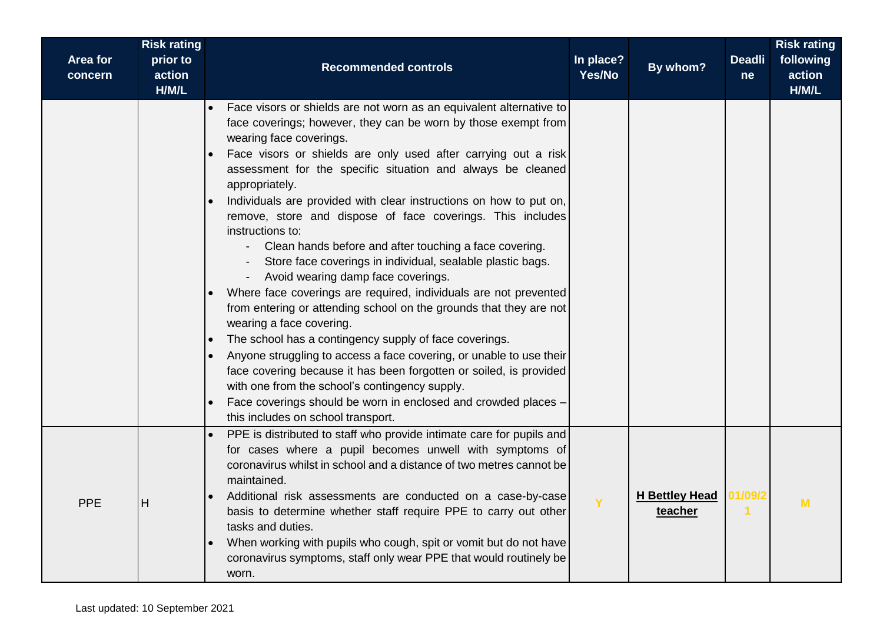| Area for concern | Risk rating prior to action H/M/L | Recommended controls | In place? Yes/No | By whom? | Deadline | Risk rating following action H/M/L |
|---|---|---|---|---|---|---|
| | | • Face visors or shields are not worn as an equivalent alternative to face coverings; however, they can be worn by those exempt from wearing face coverings.<br>• Face visors or shields are only used after carrying out a risk assessment for the specific situation and always be cleaned appropriately.<br>• Individuals are provided with clear instructions on how to put on, remove, store and dispose of face coverings. This includes instructions to:<br>- Clean hands before and after touching a face covering.<br>- Store face coverings in individual, sealable plastic bags.<br>- Avoid wearing damp face coverings.<br>• Where face coverings are required, individuals are not prevented from entering or attending school on the grounds that they are not wearing a face covering.<br>• The school has a contingency supply of face coverings.<br>• Anyone struggling to access a face covering, or unable to use their face covering because it has been forgotten or soiled, is provided with one from the school's contingency supply.<br>• Face coverings should be worn in enclosed and crowded places – this includes on school transport. | | | | |
| PPE | H | • PPE is distributed to staff who provide intimate care for pupils and for cases where a pupil becomes unwell with symptoms of coronavirus whilst in school and a distance of two metres cannot be maintained.<br>• Additional risk assessments are conducted on a case-by-case basis to determine whether staff require PPE to carry out other tasks and duties.<br>• When working with pupils who cough, spit or vomit but do not have coronavirus symptoms, staff only wear PPE that would routinely be worn. | Y | **H Bettley Head teacher** | 01/09/21 | M |

Last updated: 10 September 2021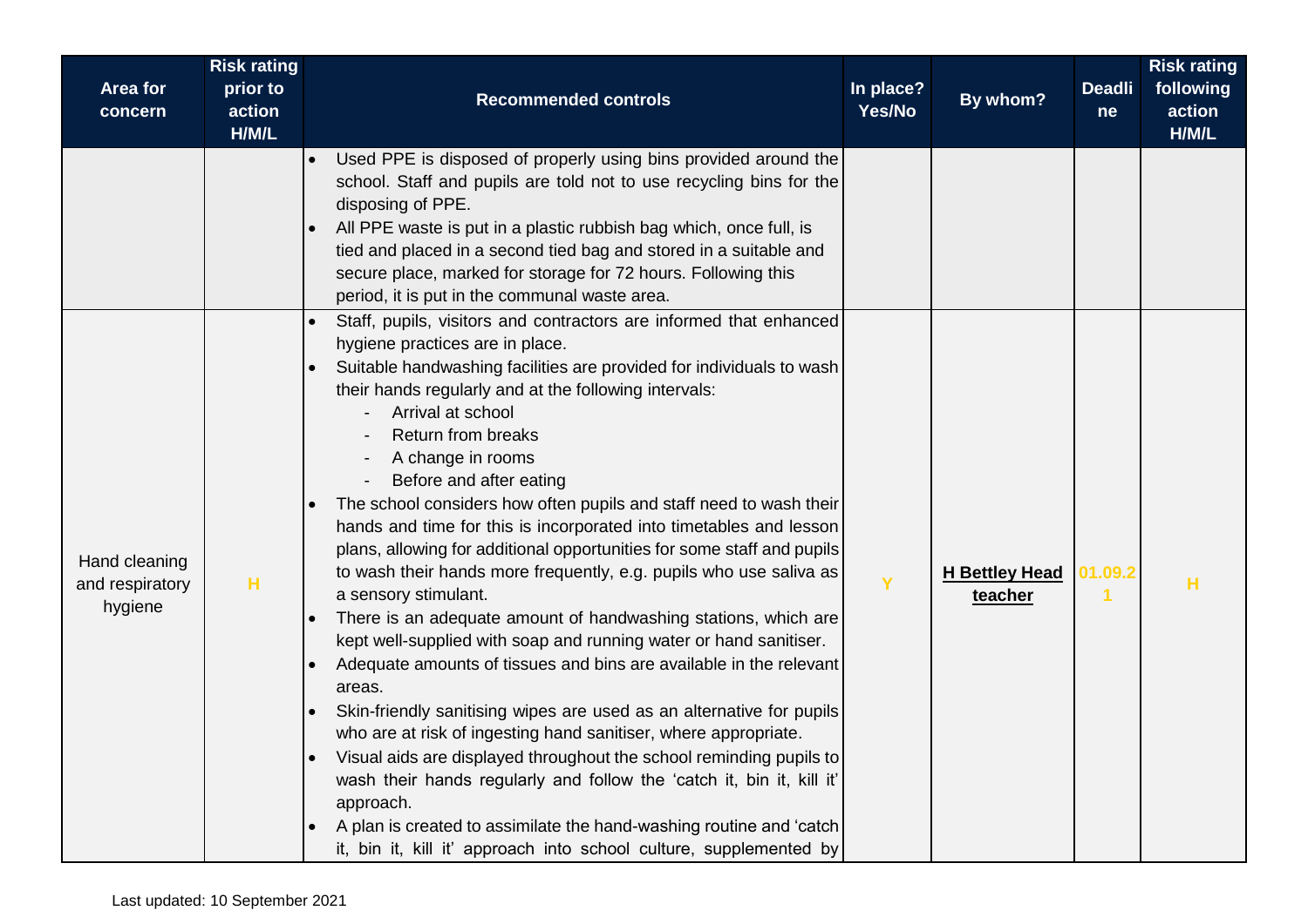| Area for concern | Risk rating prior to action H/M/L | Recommended controls | In place? Yes/No | By whom? | Deadline | Risk rating following action H/M/L |
|---|---|---|---|---|---|---|
| | | • Used PPE is disposed of properly using bins provided around the school. Staff and pupils are told not to use recycling bins for the disposing of PPE.<br>• All PPE waste is put in a plastic rubbish bag which, once full, is tied and placed in a second tied bag and stored in a suitable and secure place, marked for storage for 72 hours. Following this period, it is put in the communal waste area. | | | | |
| Hand cleaning and respiratory hygiene | H | • Staff, pupils, visitors and contractors are informed that enhanced hygiene practices are in place.<br>• Suitable handwashing facilities are provided for individuals to wash their hands regularly and at the following intervals:<br>- Arrival at school<br>- Return from breaks<br>- A change in rooms<br>- Before and after eating<br>• The school considers how often pupils and staff need to wash their hands and time for this is incorporated into timetables and lesson plans, allowing for additional opportunities for some staff and pupils to wash their hands more frequently, e.g. pupils who use saliva as a sensory stimulant.<br>• There is an adequate amount of handwashing stations, which are kept well-supplied with soap and running water or hand sanitiser.<br>• Adequate amounts of tissues and bins are available in the relevant areas.<br>• Skin-friendly sanitising wipes are used as an alternative for pupils who are at risk of ingesting hand sanitiser, where appropriate.<br>• Visual aids are displayed throughout the school reminding pupils to wash their hands regularly and follow the 'catch it, bin it, kill it' approach.<br>• A plan is created to assimilate the hand-washing routine and 'catch it, bin it, kill it' approach into school culture, supplemented by | Y | **H Bettley Head teacher** | 01.09.21 | H |

Last updated: 10 September 2021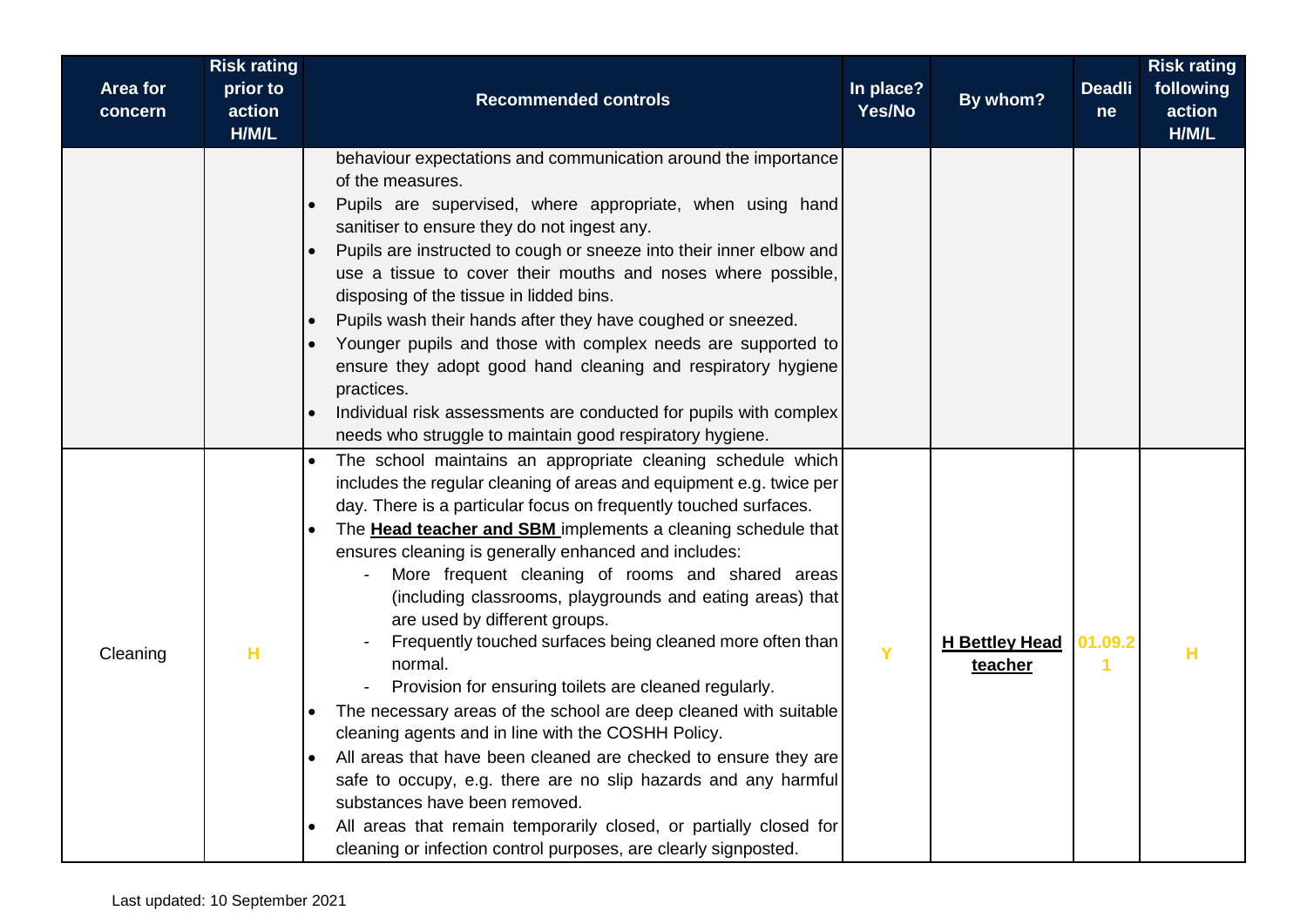| Area for concern | Risk rating prior to action H/M/L | Recommended controls | In place? Yes/No | By whom? | Deadline | Risk rating following action H/M/L |
|---|---|---|---|---|---|---|
| | | behaviour expectations and communication around the importance of the measures.<br>• Pupils are supervised, where appropriate, when using hand sanitiser to ensure they do not ingest any.<br>• Pupils are instructed to cough or sneeze into their inner elbow and use a tissue to cover their mouths and noses where possible, disposing of the tissue in lidded bins.<br>• Pupils wash their hands after they have coughed or sneezed.<br>• Younger pupils and those with complex needs are supported to ensure they adopt good hand cleaning and respiratory hygiene practices.<br>• Individual risk assessments are conducted for pupils with complex needs who struggle to maintain good respiratory hygiene. | | | | |
| Cleaning | H | • The school maintains an appropriate cleaning schedule which includes the regular cleaning of areas and equipment e.g. twice per day. There is a particular focus on frequently touched surfaces.<br>• The **Head teacher and SBM** implements a cleaning schedule that ensures cleaning is generally enhanced and includes:<br>- More frequent cleaning of rooms and shared areas (including classrooms, playgrounds and eating areas) that are used by different groups.<br>- Frequently touched surfaces being cleaned more often than normal.<br>- Provision for ensuring toilets are cleaned regularly.<br>• The necessary areas of the school are deep cleaned with suitable cleaning agents and in line with the COSHH Policy.<br>• All areas that have been cleaned are checked to ensure they are safe to occupy, e.g. there are no slip hazards and any harmful substances have been removed.<br>• All areas that remain temporarily closed, or partially closed for cleaning or infection control purposes, are clearly signposted. | Y | **H Bettley Head teacher** | 01.09.21 | H |

Last updated: 10 September 2021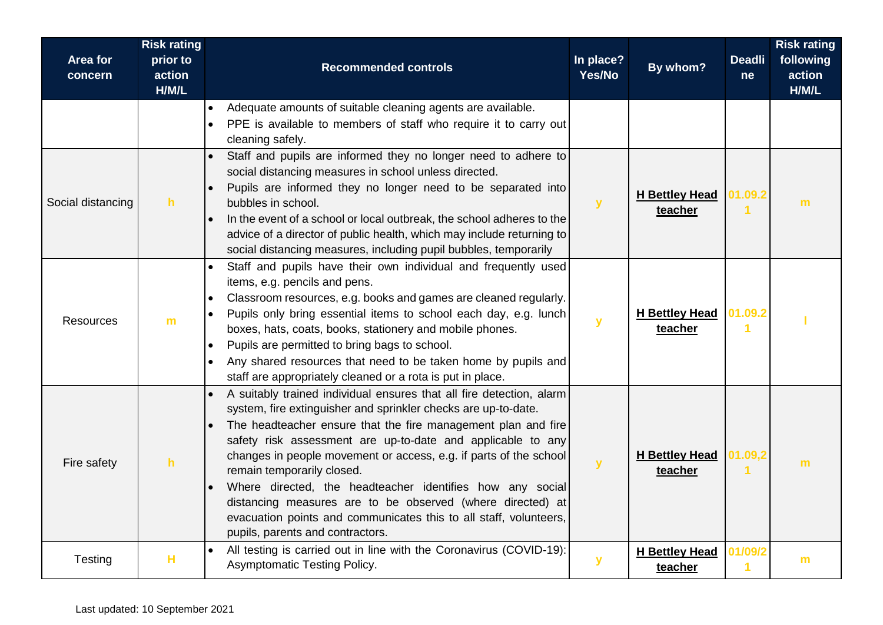| Area for concern | Risk rating prior to action H/M/L | Recommended controls | In place? Yes/No | By whom? | Deadline | Risk rating following action H/M/L |
|---|---|---|---|---|---|---|
| | | • Adequate amounts of suitable cleaning agents are available.<br>• PPE is available to members of staff who require it to carry out cleaning safely. | | | | |
| Social distancing | h | • Staff and pupils are informed they no longer need to adhere to social distancing measures in school unless directed.<br>• Pupils are informed they no longer need to be separated into bubbles in school.<br>• In the event of a school or local outbreak, the school adheres to the advice of a director of public health, which may include returning to social distancing measures, including pupil bubbles, temporarily | y | H Bettley Head teacher | 01.09.21 | m |
| Resources | m | • Staff and pupils have their own individual and frequently used items, e.g. pencils and pens.<br>• Classroom resources, e.g. books and games are cleaned regularly.<br>• Pupils only bring essential items to school each day, e.g. lunch boxes, hats, coats, books, stationery and mobile phones.<br>• Pupils are permitted to bring bags to school.<br>• Any shared resources that need to be taken home by pupils and staff are appropriately cleaned or a rota is put in place. | y | H Bettley Head teacher | 01.09.21 | l |
| Fire safety | h | • A suitably trained individual ensures that all fire detection, alarm system, fire extinguisher and sprinkler checks are up-to-date.<br>• The headteacher ensure that the fire management plan and fire safety risk assessment are up-to-date and applicable to any changes in people movement or access, e.g. if parts of the school remain temporarily closed.<br>• Where directed, the headteacher identifies how any social distancing measures are to be observed (where directed) at evacuation points and communicates this to all staff, volunteers, pupils, parents and contractors. | y | H Bettley Head teacher | 01.09,21 | m |
| Testing | H | • All testing is carried out in line with the Coronavirus (COVID-19): Asymptomatic Testing Policy. | y | H Bettley Head teacher | 01/09/21 | m |

Last updated: 10 September 2021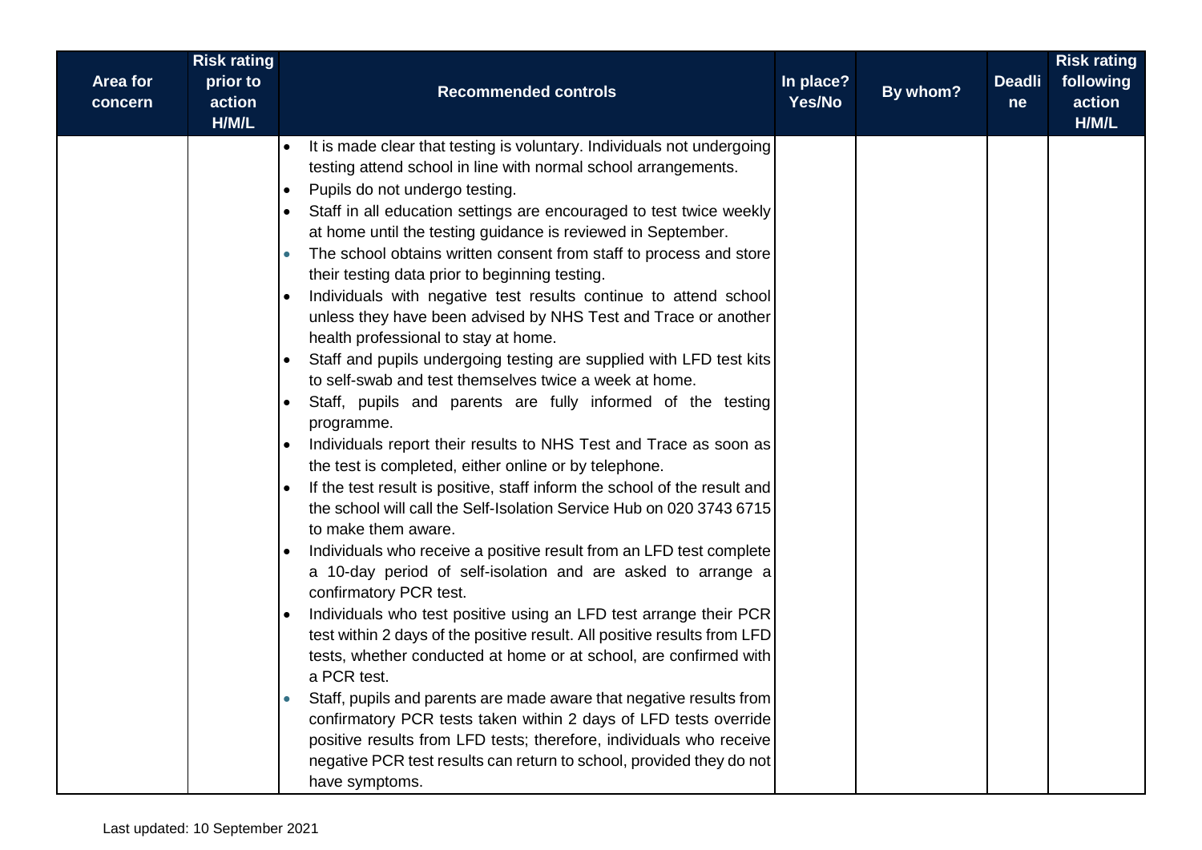| Area for concern | Risk rating prior to action H/M/L | Recommended controls | In place? Yes/No | By whom? | Deadline | Risk rating following action H/M/L |
|---|---|---|---|---|---|---|
| | | • It is made clear that testing is voluntary. Individuals not undergoing testing attend school in line with normal school arrangements.<br>• Pupils do not undergo testing.<br>• Staff in all education settings are encouraged to test twice weekly at home until the testing guidance is reviewed in September.<br>• The school obtains written consent from staff to process and store their testing data prior to beginning testing.<br>• Individuals with negative test results continue to attend school unless they have been advised by NHS Test and Trace or another health professional to stay at home.<br>• Staff and pupils undergoing testing are supplied with LFD test kits to self-swab and test themselves twice a week at home.<br>• Staff, pupils and parents are fully informed of the testing programme.<br>• Individuals report their results to NHS Test and Trace as soon as the test is completed, either online or by telephone.<br>• If the test result is positive, staff inform the school of the result and the school will call the Self-Isolation Service Hub on 020 3743 6715 to make them aware.<br>• Individuals who receive a positive result from an LFD test complete a 10-day period of self-isolation and are asked to arrange a confirmatory PCR test.<br>• Individuals who test positive using an LFD test arrange their PCR test within 2 days of the positive result. All positive results from LFD tests, whether conducted at home or at school, are confirmed with a PCR test.<br>• Staff, pupils and parents are made aware that negative results from confirmatory PCR tests taken within 2 days of LFD tests override positive results from LFD tests; therefore, individuals who receive negative PCR test results can return to school, provided they do not have symptoms. | | | | |

Last updated: 10 September 2021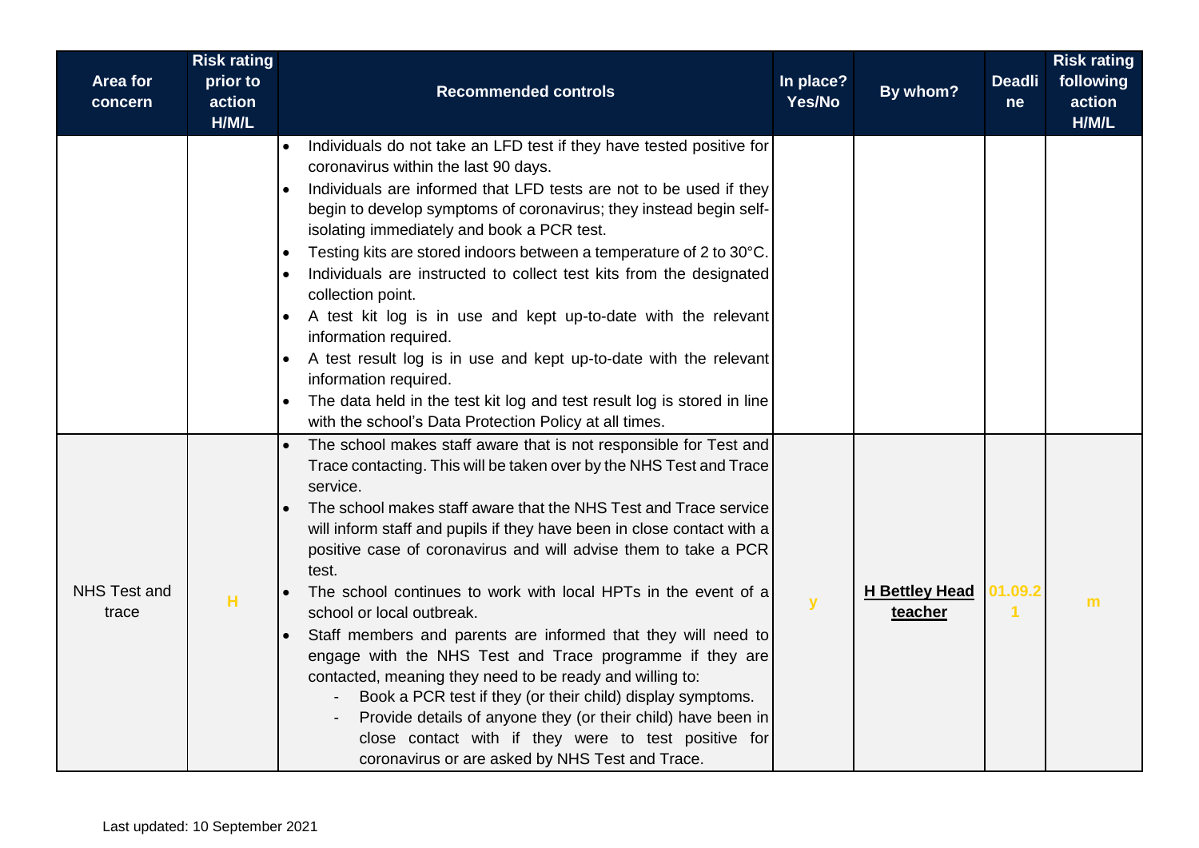| Area for concern | Risk rating prior to action H/M/L | Recommended controls | In place? Yes/No | By whom? | Deadline | Risk rating following action H/M/L |
|---|---|---|---|---|---|---|
| | | • Individuals do not take an LFD test if they have tested positive for coronavirus within the last 90 days.<br>• Individuals are informed that LFD tests are not to be used if they begin to develop symptoms of coronavirus; they instead begin self-isolating immediately and book a PCR test.<br>• Testing kits are stored indoors between a temperature of 2 to 30°C.<br>• Individuals are instructed to collect test kits from the designated collection point.<br>• A test kit log is in use and kept up-to-date with the relevant information required.<br>• A test result log is in use and kept up-to-date with the relevant information required.<br>• The data held in the test kit log and test result log is stored in line with the school's Data Protection Policy at all times. | | | | |
| NHS Test and trace | H | • The school makes staff aware that is not responsible for Test and Trace contacting. This will be taken over by the NHS Test and Trace service.<br>• The school makes staff aware that the NHS Test and Trace service will inform staff and pupils if they have been in close contact with a positive case of coronavirus and will advise them to take a PCR test.<br>• The school continues to work with local HPTs in the event of a school or local outbreak.<br>• Staff members and parents are informed that they will need to engage with the NHS Test and Trace programme if they are contacted, meaning they need to be ready and willing to:<br>  - Book a PCR test if they (or their child) display symptoms.<br>  - Provide details of anyone they (or their child) have been in close contact with if they were to test positive for coronavirus or are asked by NHS Test and Trace. | y | **H Bettley Head teacher** | 01.09.21 | m |

Last updated: 10 September 2021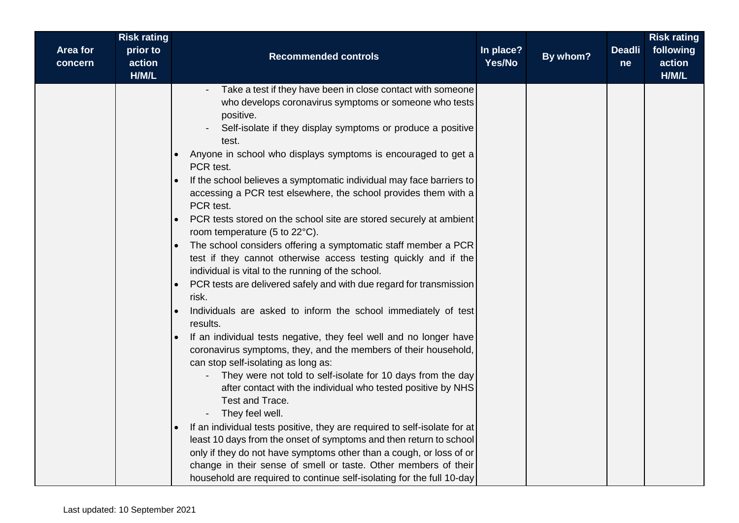| Area for concern | Risk rating prior to action H/M/L | Recommended controls | In place? Yes/No | By whom? | Deadline | Risk rating following action H/M/L |
|---|---|---|---|---|---|---|
| | | - Take a test if they have been in close contact with someone who develops coronavirus symptoms or someone who tests positive.<br>- Self-isolate if they display symptoms or produce a positive test.<br>• Anyone in school who displays symptoms is encouraged to get a PCR test.<br>• If the school believes a symptomatic individual may face barriers to accessing a PCR test elsewhere, the school provides them with a PCR test.<br>• PCR tests stored on the school site are stored securely at ambient room temperature (5 to 22°C).<br>• The school considers offering a symptomatic staff member a PCR test if they cannot otherwise access testing quickly and if the individual is vital to the running of the school.<br>• PCR tests are delivered safely and with due regard for transmission risk.<br>• Individuals are asked to inform the school immediately of test results.<br>• If an individual tests negative, they feel well and no longer have coronavirus symptoms, they, and the members of their household, can stop self-isolating as long as:<br>- They were not told to self-isolate for 10 days from the day after contact with the individual who tested positive by NHS Test and Trace.<br>- They feel well.<br>• If an individual tests positive, they are required to self-isolate for at least 10 days from the onset of symptoms and then return to school only if they do not have symptoms other than a cough, or loss of or change in their sense of smell or taste. Other members of their household are required to continue self-isolating for the full 10-day | | | | |

Last updated: 10 September 2021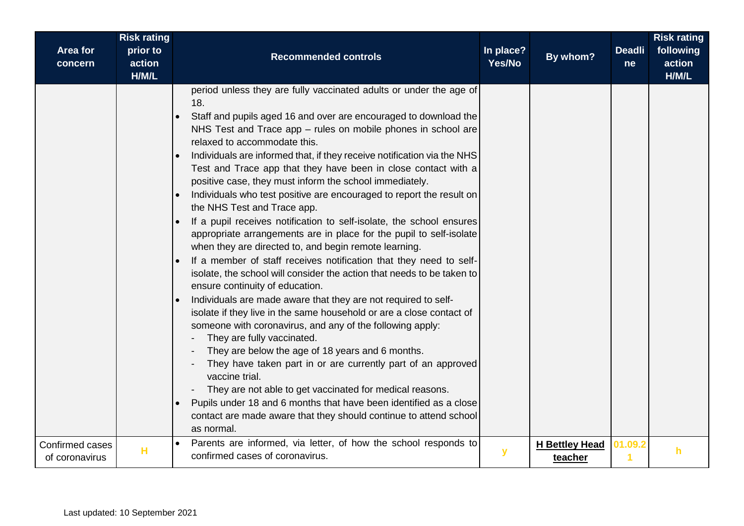| Area for concern | Risk rating prior to action H/M/L | Recommended controls | In place? Yes/No | By whom? | Deadline | Risk rating following action H/M/L |
|---|---|---|---|---|---|---|
| | | period unless they are fully vaccinated adults or under the age of 18.<br>• Staff and pupils aged 16 and over are encouraged to download the NHS Test and Trace app – rules on mobile phones in school are relaxed to accommodate this.<br>• Individuals are informed that, if they receive notification via the NHS Test and Trace app that they have been in close contact with a positive case, they must inform the school immediately.<br>• Individuals who test positive are encouraged to report the result on the NHS Test and Trace app.<br>• If a pupil receives notification to self-isolate, the school ensures appropriate arrangements are in place for the pupil to self-isolate when they are directed to, and begin remote learning.<br>• If a member of staff receives notification that they need to self-isolate, the school will consider the action that needs to be taken to ensure continuity of education.<br>• Individuals are made aware that they are not required to self-isolate if they live in the same household or are a close contact of someone with coronavirus, and any of the following apply:<br>- They are fully vaccinated.<br>- They are below the age of 18 years and 6 months.<br>- They have taken part in or are currently part of an approved vaccine trial.<br>- They are not able to get vaccinated for medical reasons.<br>• Pupils under 18 and 6 months that have been identified as a close contact are made aware that they should continue to attend school as normal. | | | | |
| Confirmed cases of coronavirus | H | • Parents are informed, via letter, of how the school responds to confirmed cases of coronavirus. | y | **H Bettley Head teacher** | 01.09.21 | h |

Last updated: 10 September 2021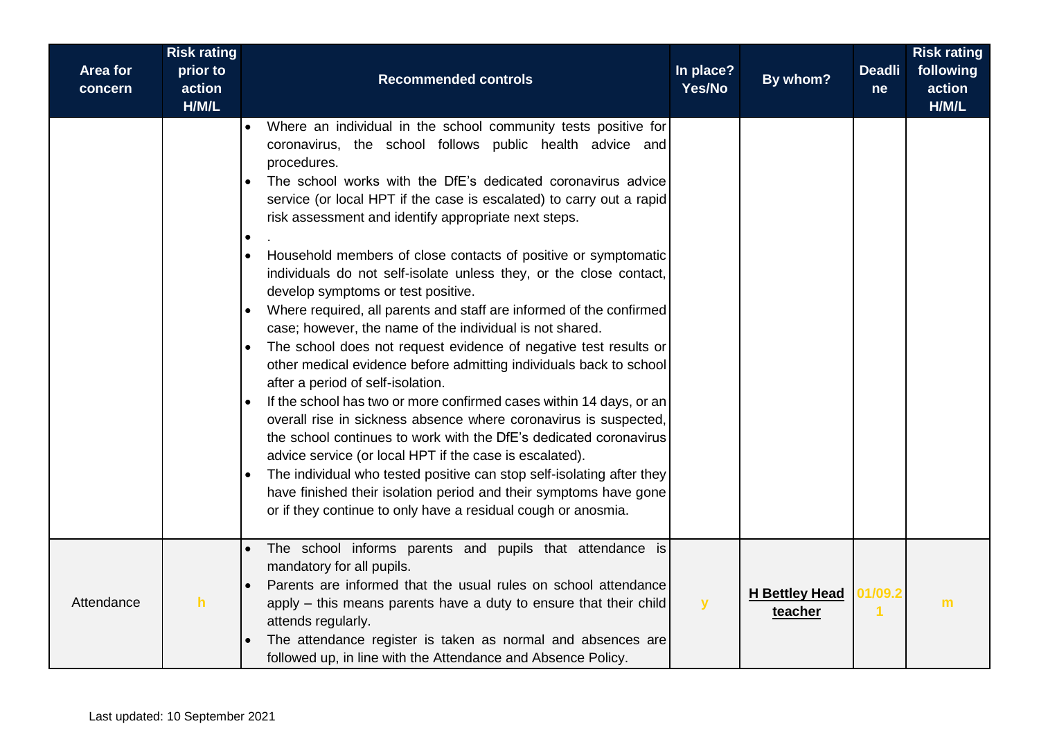| Area for concern | Risk rating prior to action H/M/L | Recommended controls | In place? Yes/No | By whom? | Deadline | Risk rating following action H/M/L |
|---|---|---|---|---|---|---|
| | | • Where an individual in the school community tests positive for coronavirus, the school follows public health advice and procedures.<br>• The school works with the DfE's dedicated coronavirus advice service (or local HPT if the case is escalated) to carry out a rapid risk assessment and identify appropriate next steps.<br>• .<br>• Household members of close contacts of positive or symptomatic individuals do not self-isolate unless they, or the close contact, develop symptoms or test positive.<br>• Where required, all parents and staff are informed of the confirmed case; however, the name of the individual is not shared.<br>• The school does not request evidence of negative test results or other medical evidence before admitting individuals back to school after a period of self-isolation.<br>• If the school has two or more confirmed cases within 14 days, or an overall rise in sickness absence where coronavirus is suspected, the school continues to work with the DfE's dedicated coronavirus advice service (or local HPT if the case is escalated).<br>• The individual who tested positive can stop self-isolating after they have finished their isolation period and their symptoms have gone or if they continue to only have a residual cough or anosmia. | | | | |
| Attendance | h | • The school informs parents and pupils that attendance is mandatory for all pupils.<br>• Parents are informed that the usual rules on school attendance apply – this means parents have a duty to ensure that their child attends regularly.<br>• The attendance register is taken as normal and absences are followed up, in line with the Attendance and Absence Policy. | y | **H Bettley Head teacher** | 01/09.21 | m |

Last updated: 10 September 2021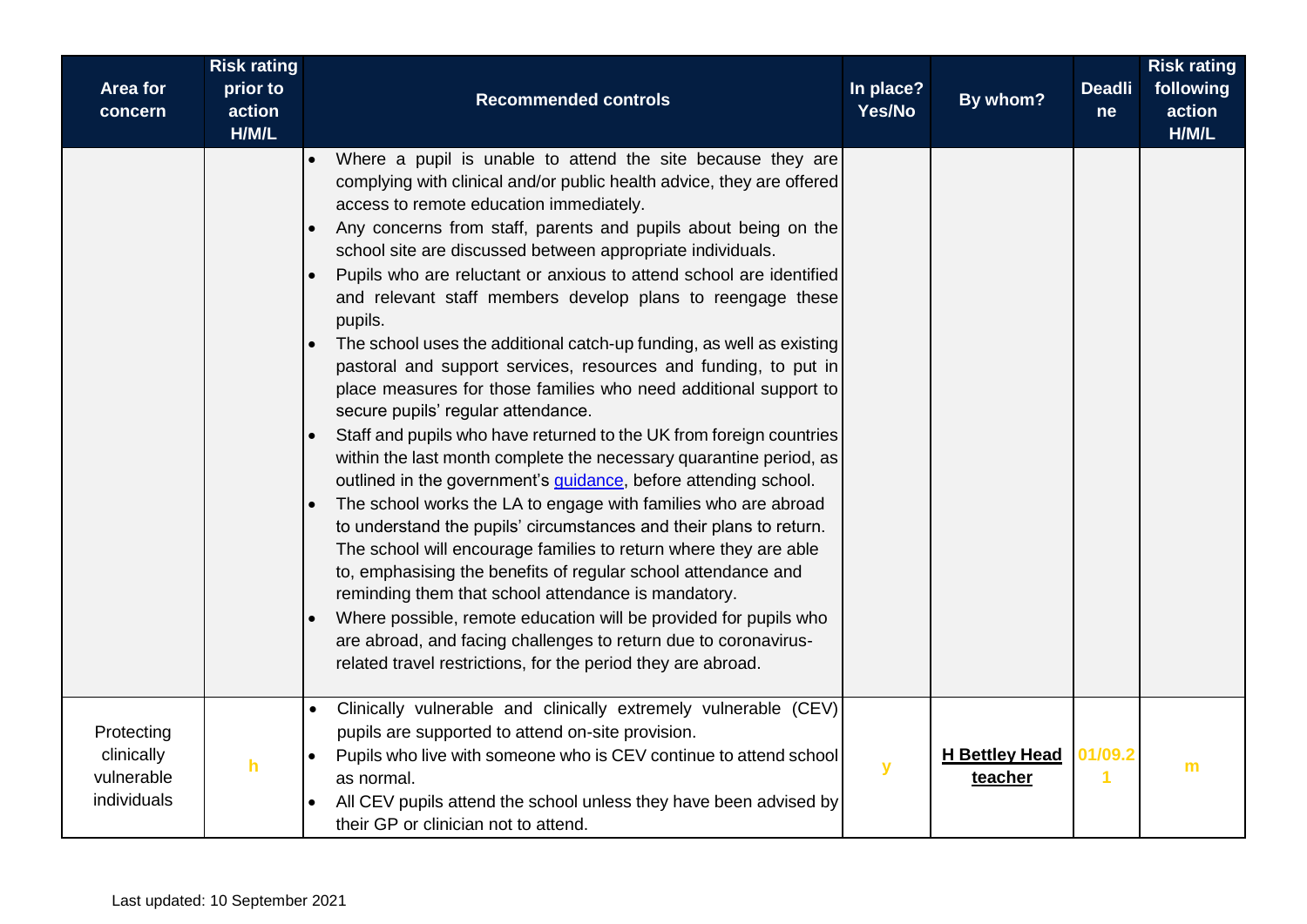| Area for concern | Risk rating prior to action H/M/L | Recommended controls | In place? Yes/No | By whom? | Deadline | Risk rating following action H/M/L |
|---|---|---|---|---|---|---|
| | | • Where a pupil is unable to attend the site because they are complying with clinical and/or public health advice, they are offered access to remote education immediately.<br>• Any concerns from staff, parents and pupils about being on the school site are discussed between appropriate individuals.<br>• Pupils who are reluctant or anxious to attend school are identified and relevant staff members develop plans to reengage these pupils.<br>• The school uses the additional catch-up funding, as well as existing pastoral and support services, resources and funding, to put in place measures for those families who need additional support to secure pupils' regular attendance.<br>• Staff and pupils who have returned to the UK from foreign countries within the last month complete the necessary quarantine period, as outlined in the government's [guidance](), before attending school.<br>• The school works the LA to engage with families who are abroad to understand the pupils' circumstances and their plans to return. The school will encourage families to return where they are able to, emphasising the benefits of regular school attendance and reminding them that school attendance is mandatory.<br>• Where possible, remote education will be provided for pupils who are abroad, and facing challenges to return due to coronavirus-related travel restrictions, for the period they are abroad. | | | | |
| Protecting clinically vulnerable individuals | h | • Clinically vulnerable and clinically extremely vulnerable (CEV) pupils are supported to attend on-site provision.<br>• Pupils who live with someone who is CEV continue to attend school as normal.<br>• All CEV pupils attend the school unless they have been advised by their GP or clinician not to attend. | y | **H Bettley Head teacher** | 01/09.21 | m |

Last updated: 10 September 2021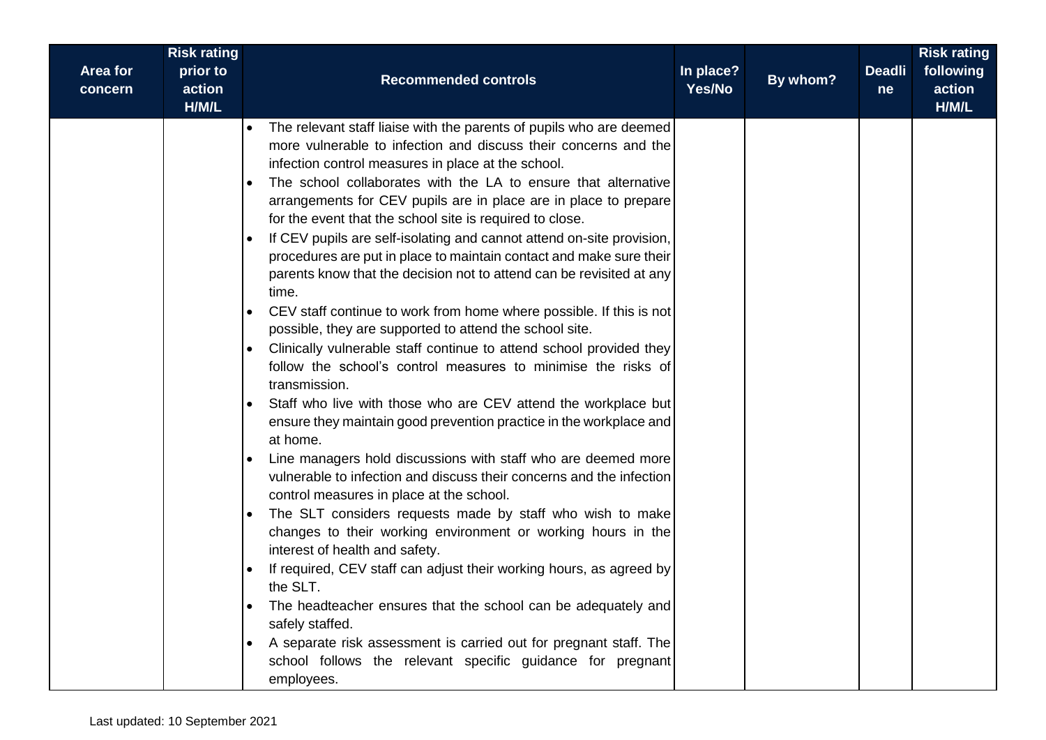| Area for concern | Risk rating prior to action H/M/L | Recommended controls | In place? Yes/No | By whom? | Deadline | Risk rating following action H/M/L |
|---|---|---|---|---|---|---|
| | | • The relevant staff liaise with the parents of pupils who are deemed more vulnerable to infection and discuss their concerns and the infection control measures in place at the school.<br>• The school collaborates with the LA to ensure that alternative arrangements for CEV pupils are in place are in place to prepare for the event that the school site is required to close.<br>• If CEV pupils are self-isolating and cannot attend on-site provision, procedures are put in place to maintain contact and make sure their parents know that the decision not to attend can be revisited at any time.<br>• CEV staff continue to work from home where possible. If this is not possible, they are supported to attend the school site.<br>• Clinically vulnerable staff continue to attend school provided they follow the school's control measures to minimise the risks of transmission.<br>• Staff who live with those who are CEV attend the workplace but ensure they maintain good prevention practice in the workplace and at home.<br>• Line managers hold discussions with staff who are deemed more vulnerable to infection and discuss their concerns and the infection control measures in place at the school.<br>• The SLT considers requests made by staff who wish to make changes to their working environment or working hours in the interest of health and safety.<br>• If required, CEV staff can adjust their working hours, as agreed by the SLT.<br>• The headteacher ensures that the school can be adequately and safely staffed.<br>• A separate risk assessment is carried out for pregnant staff. The school follows the relevant specific guidance for pregnant employees. | | | | |

Last updated: 10 September 2021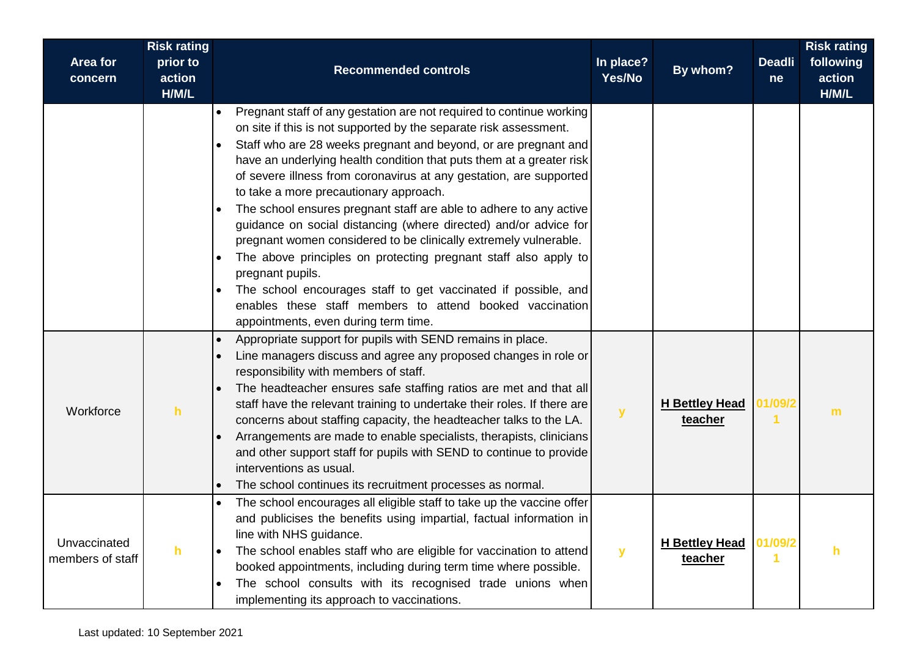| Area for concern | Risk rating prior to action H/M/L | Recommended controls | In place? Yes/No | By whom? | Deadline | Risk rating following action H/M/L |
|---|---|---|---|---|---|---|
| | | • Pregnant staff of any gestation are not required to continue working on site if this is not supported by the separate risk assessment.<br>• Staff who are 28 weeks pregnant and beyond, or are pregnant and have an underlying health condition that puts them at a greater risk of severe illness from coronavirus at any gestation, are supported to take a more precautionary approach.<br>• The school ensures pregnant staff are able to adhere to any active guidance on social distancing (where directed) and/or advice for pregnant women considered to be clinically extremely vulnerable.<br>• The above principles on protecting pregnant staff also apply to pregnant pupils.<br>• The school encourages staff to get vaccinated if possible, and enables these staff members to attend booked vaccination appointments, even during term time. | | | | |
| Workforce | h | • Appropriate support for pupils with SEND remains in place.<br>• Line managers discuss and agree any proposed changes in role or responsibility with members of staff.<br>• The headteacher ensures safe staffing ratios are met and that all staff have the relevant training to undertake their roles. If there are concerns about staffing capacity, the headteacher talks to the LA.<br>• Arrangements are made to enable specialists, therapists, clinicians and other support staff for pupils with SEND to continue to provide interventions as usual.<br>• The school continues its recruitment processes as normal. | y | **H Bettley Head teacher** | 01/09/21 | m |
| Unvaccinated members of staff | h | • The school encourages all eligible staff to take up the vaccine offer and publicises the benefits using impartial, factual information in line with NHS guidance.<br>• The school enables staff who are eligible for vaccination to attend booked appointments, including during term time where possible.<br>• The school consults with its recognised trade unions when implementing its approach to vaccinations. | y | **H Bettley Head teacher** | 01/09/21 | h |

Last updated: 10 September 2021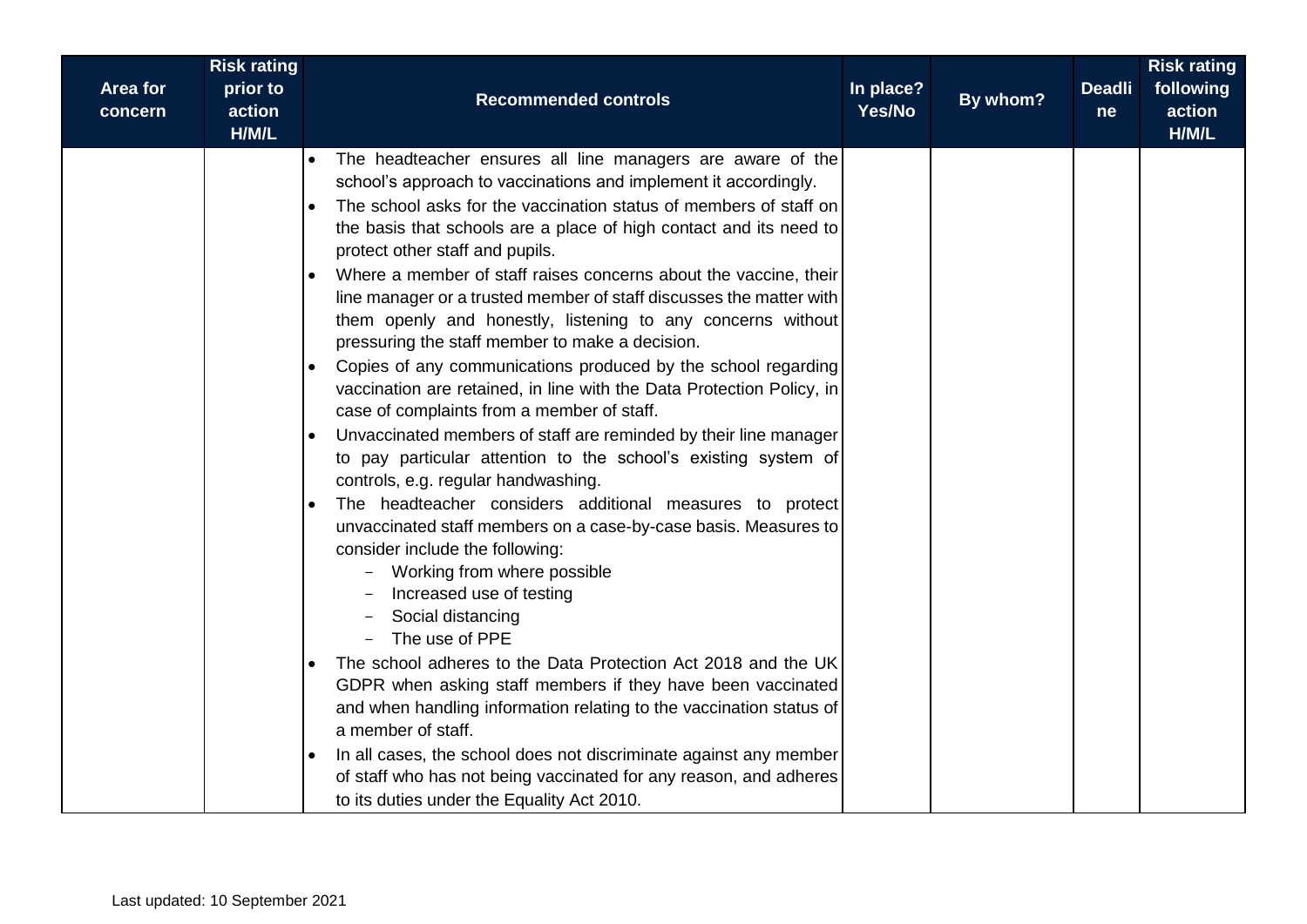| Area for concern | Risk rating prior to action H/M/L | Recommended controls | In place? Yes/No | By whom? | Deadline | Risk rating following action H/M/L |
|---|---|---|---|---|---|---|
| | | • The headteacher ensures all line managers are aware of the school's approach to vaccinations and implement it accordingly.<br>• The school asks for the vaccination status of members of staff on the basis that schools are a place of high contact and its need to protect other staff and pupils.<br>• Where a member of staff raises concerns about the vaccine, their line manager or a trusted member of staff discusses the matter with them openly and honestly, listening to any concerns without pressuring the staff member to make a decision.<br>• Copies of any communications produced by the school regarding vaccination are retained, in line with the Data Protection Policy, in case of complaints from a member of staff.<br>• Unvaccinated members of staff are reminded by their line manager to pay particular attention to the school's existing system of controls, e.g. regular handwashing.<br>• The headteacher considers additional measures to protect unvaccinated staff members on a case-by-case basis. Measures to consider include the following:<br>  - Working from where possible<br>  - Increased use of testing<br>  - Social distancing<br>  - The use of PPE<br>• The school adheres to the Data Protection Act 2018 and the UK GDPR when asking staff members if they have been vaccinated and when handling information relating to the vaccination status of a member of staff.<br>• In all cases, the school does not discriminate against any member of staff who has not being vaccinated for any reason, and adheres to its duties under the Equality Act 2010. | | | | |

Last updated: 10 September 2021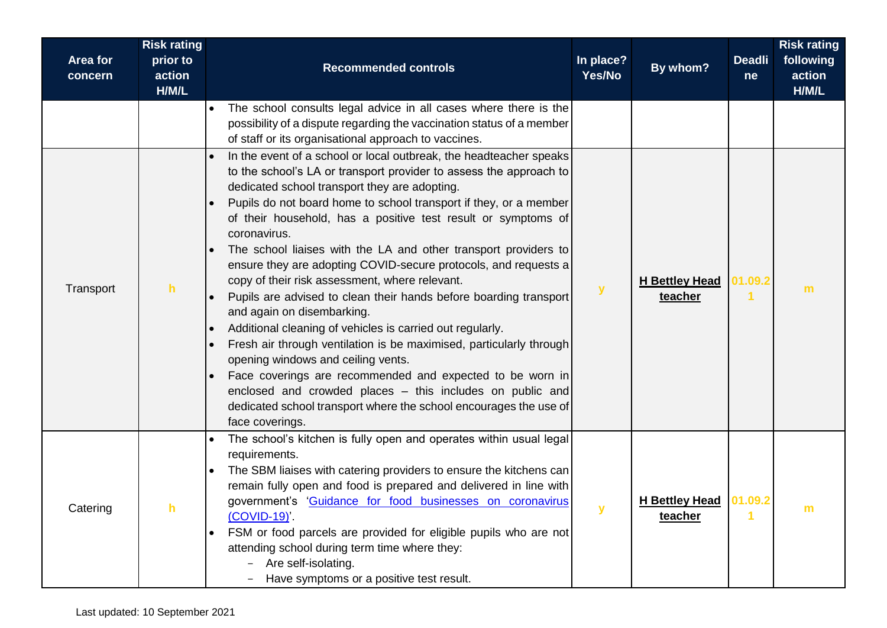| Area for concern | Risk rating prior to action H/M/L | Recommended controls | In place? Yes/No | By whom? | Deadline | Risk rating following action H/M/L |
|---|---|---|---|---|---|---|
| | | • The school consults legal advice in all cases where there is the possibility of a dispute regarding the vaccination status of a member of staff or its organisational approach to vaccines. | | | | |
| Transport | h | • In the event of a school or local outbreak, the headteacher speaks to the school's LA or transport provider to assess the approach to dedicated school transport they are adopting.<br>• Pupils do not board home to school transport if they, or a member of their household, has a positive test result or symptoms of coronavirus.<br>• The school liaises with the LA and other transport providers to ensure they are adopting COVID-secure protocols, and requests a copy of their risk assessment, where relevant.<br>• Pupils are advised to clean their hands before boarding transport and again on disembarking.<br>• Additional cleaning of vehicles is carried out regularly.<br>• Fresh air through ventilation is be maximised, particularly through opening windows and ceiling vents.<br>• Face coverings are recommended and expected to be worn in enclosed and crowded places – this includes on public and dedicated school transport where the school encourages the use of face coverings. | y | **H Bettley Head teacher** | 01.09.21 | m |
| Catering | h | • The school's kitchen is fully open and operates within usual legal requirements.<br>• The SBM liaises with catering providers to ensure the kitchens can remain fully open and food is prepared and delivered in line with government's '[Guidance for food businesses on coronavirus (COVID-19)]'.<br>• FSM or food parcels are provided for eligible pupils who are not attending school during term time where they:<br>  – Are self-isolating.<br>  – Have symptoms or a positive test result. | y | **H Bettley Head teacher** | 01.09.21 | m |

Last updated: 10 September 2021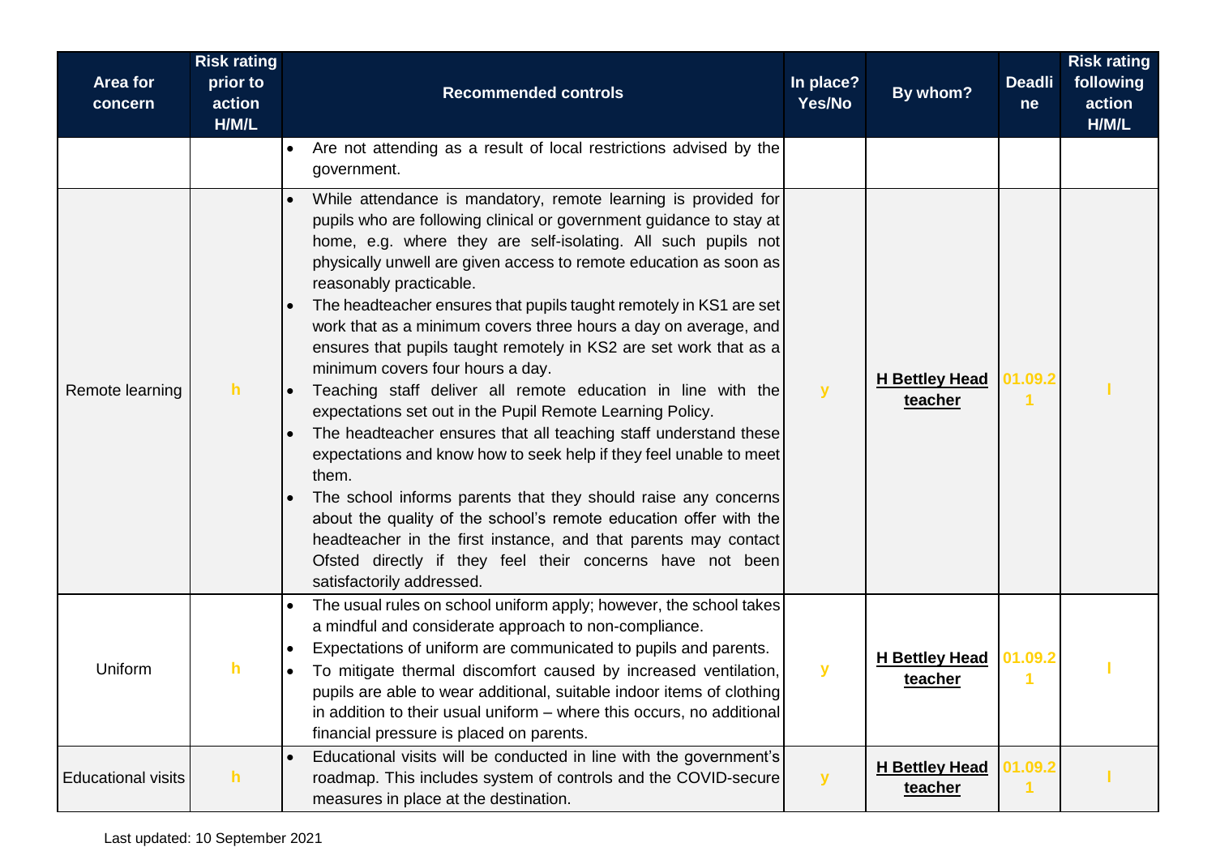| Area for concern | Risk rating prior to action H/M/L | Recommended controls | In place? Yes/No | By whom? | Deadline | Risk rating following action H/M/L |
|---|---|---|---|---|---|---|
| | | • Are not attending as a result of local restrictions advised by the government. | | | | |
| Remote learning | h | • While attendance is mandatory, remote learning is provided for pupils who are following clinical or government guidance to stay at home, e.g. where they are self-isolating. All such pupils not physically unwell are given access to remote education as soon as reasonably practicable.<br>• The headteacher ensures that pupils taught remotely in KS1 are set work that as a minimum covers three hours a day on average, and ensures that pupils taught remotely in KS2 are set work that as a minimum covers four hours a day.<br>• Teaching staff deliver all remote education in line with the expectations set out in the Pupil Remote Learning Policy.<br>• The headteacher ensures that all teaching staff understand these expectations and know how to seek help if they feel unable to meet them.<br>• The school informs parents that they should raise any concerns about the quality of the school's remote education offer with the headteacher in the first instance, and that parents may contact Ofsted directly if they feel their concerns have not been satisfactorily addressed. | y | H Bettley Head teacher | 01.09.21 | l |
| Uniform | h | • The usual rules on school uniform apply; however, the school takes a mindful and considerate approach to non-compliance.<br>• Expectations of uniform are communicated to pupils and parents.<br>• To mitigate thermal discomfort caused by increased ventilation, pupils are able to wear additional, suitable indoor items of clothing in addition to their usual uniform – where this occurs, no additional financial pressure is placed on parents. | y | H Bettley Head teacher | 01.09.21 | l |
| Educational visits | h | • Educational visits will be conducted in line with the government's roadmap. This includes system of controls and the COVID-secure measures in place at the destination. | y | H Bettley Head teacher | 01.09.21 | l |

Last updated: 10 September 2021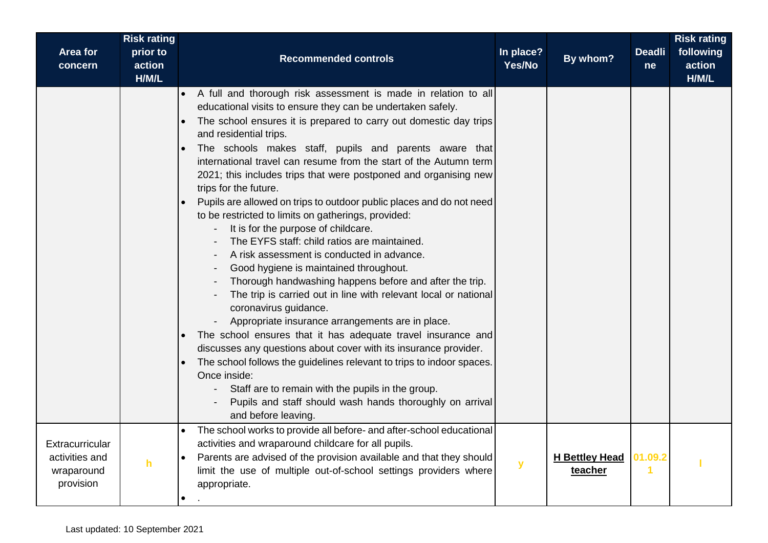| Area for concern | Risk rating prior to action H/M/L | Recommended controls | In place? Yes/No | By whom? | Deadline | Risk rating following action H/M/L |
|---|---|---|---|---|---|---|
| | | • A full and thorough risk assessment is made in relation to all educational visits to ensure they can be undertaken safely.<br>• The school ensures it is prepared to carry out domestic day trips and residential trips.<br>• The schools makes staff, pupils and parents aware that international travel can resume from the start of the Autumn term 2021; this includes trips that were postponed and organising new trips for the future.<br>• Pupils are allowed on trips to outdoor public places and do not need to be restricted to limits on gatherings, provided:<br>- It is for the purpose of childcare.<br>- The EYFS staff: child ratios are maintained.<br>- A risk assessment is conducted in advance.<br>- Good hygiene is maintained throughout.<br>- Thorough handwashing happens before and after the trip.<br>- The trip is carried out in line with relevant local or national coronavirus guidance.<br>- Appropriate insurance arrangements are in place.<br>• The school ensures that it has adequate travel insurance and discusses any questions about cover with its insurance provider.<br>• The school follows the guidelines relevant to trips to indoor spaces. Once inside:<br>- Staff are to remain with the pupils in the group.<br>- Pupils and staff should wash hands thoroughly on arrival and before leaving. | | | | |
| Extracurricular activities and wraparound provision | h | • The school works to provide all before- and after-school educational activities and wraparound childcare for all pupils.<br>• Parents are advised of the provision available and that they should limit the use of multiple out-of-school settings providers where appropriate.<br>• . | y | **H Bettley Head teacher** | 01.09.21 | l |

Last updated: 10 September 2021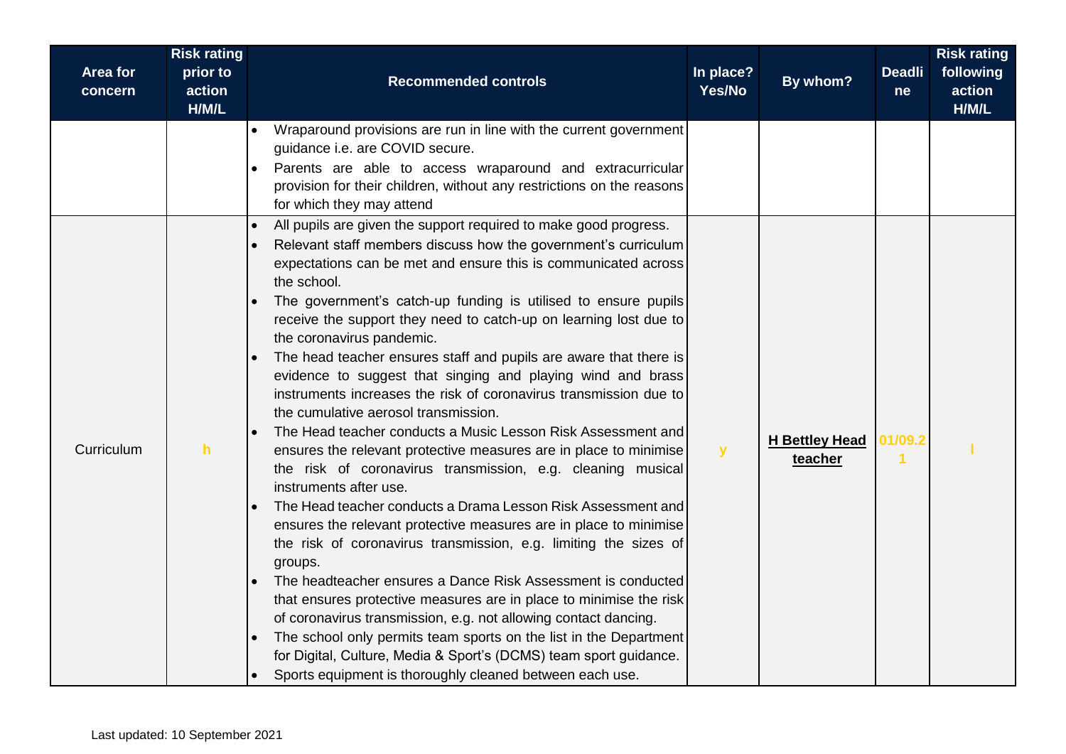| Area for concern | Risk rating prior to action H/M/L | Recommended controls | In place? Yes/No | By whom? | Deadline | Risk rating following action H/M/L |
|---|---|---|---|---|---|---|
| | | • Wraparound provisions are run in line with the current government guidance i.e. are COVID secure.<br>• Parents are able to access wraparound and extracurricular provision for their children, without any restrictions on the reasons for which they may attend | | | | |
| Curriculum | h | • All pupils are given the support required to make good progress.<br>• Relevant staff members discuss how the government's curriculum expectations can be met and ensure this is communicated across the school.<br>• The government's catch-up funding is utilised to ensure pupils receive the support they need to catch-up on learning lost due to the coronavirus pandemic.<br>• The head teacher ensures staff and pupils are aware that there is evidence to suggest that singing and playing wind and brass instruments increases the risk of coronavirus transmission due to the cumulative aerosol transmission.<br>• The Head teacher conducts a Music Lesson Risk Assessment and ensures the relevant protective measures are in place to minimise the risk of coronavirus transmission, e.g. cleaning musical instruments after use.<br>• The Head teacher conducts a Drama Lesson Risk Assessment and ensures the relevant protective measures are in place to minimise the risk of coronavirus transmission, e.g. limiting the sizes of groups.<br>• The headteacher ensures a Dance Risk Assessment is conducted that ensures protective measures are in place to minimise the risk of coronavirus transmission, e.g. not allowing contact dancing.<br>• The school only permits team sports on the list in the Department for Digital, Culture, Media & Sport's (DCMS) team sport guidance.<br>• Sports equipment is thoroughly cleaned between each use. | y | **H Bettley Head teacher** | 01/09.21 | l |

Last updated: 10 September 2021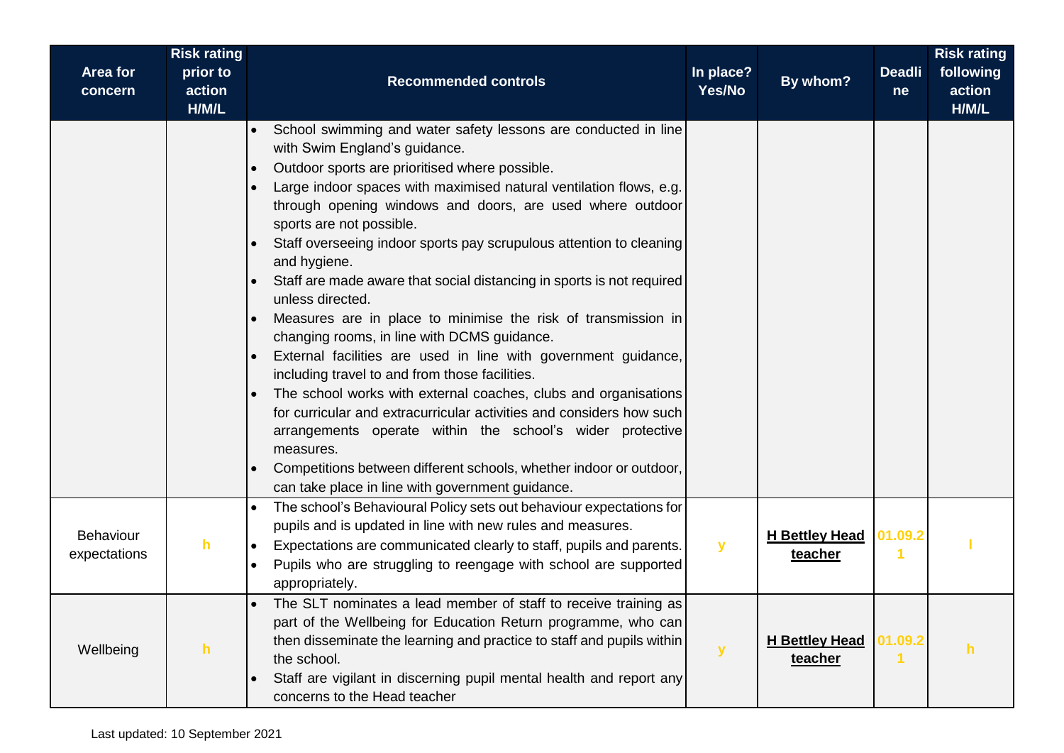| Area for concern | Risk rating prior to action H/M/L | Recommended controls | In place? Yes/No | By whom? | Deadline | Risk rating following action H/M/L |
|---|---|---|---|---|---|---|
| | | • School swimming and water safety lessons are conducted in line with Swim England's guidance.<br>• Outdoor sports are prioritised where possible.<br>• Large indoor spaces with maximised natural ventilation flows, e.g. through opening windows and doors, are used where outdoor sports are not possible.<br>• Staff overseeing indoor sports pay scrupulous attention to cleaning and hygiene.<br>• Staff are made aware that social distancing in sports is not required unless directed.<br>• Measures are in place to minimise the risk of transmission in changing rooms, in line with DCMS guidance.<br>• External facilities are used in line with government guidance, including travel to and from those facilities.<br>• The school works with external coaches, clubs and organisations for curricular and extracurricular activities and considers how such arrangements operate within the school's wider protective measures.<br>• Competitions between different schools, whether indoor or outdoor, can take place in line with government guidance. | | | | |
| Behaviour expectations | h | • The school's Behavioural Policy sets out behaviour expectations for pupils and is updated in line with new rules and measures.<br>• Expectations are communicated clearly to staff, pupils and parents.<br>• Pupils who are struggling to reengage with school are supported appropriately. | y | **H Bettley Head teacher** | 01.09.21 | l |
| Wellbeing | h | • The SLT nominates a lead member of staff to receive training as part of the Wellbeing for Education Return programme, who can then disseminate the learning and practice to staff and pupils within the school.<br>• Staff are vigilant in discerning pupil mental health and report any concerns to the Head teacher | y | **H Bettley Head teacher** | 01.09.21 | h |

Last updated: 10 September 2021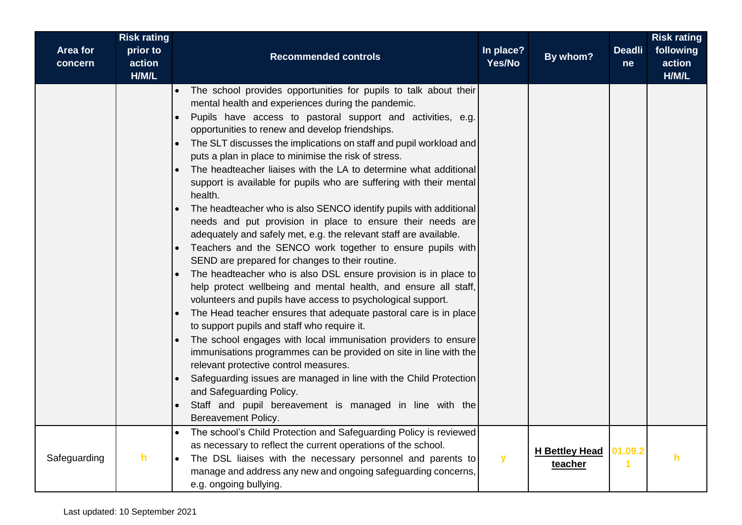| Area for concern | Risk rating prior to action H/M/L | Recommended controls | In place? Yes/No | By whom? | Deadline | Risk rating following action H/M/L |
|---|---|---|---|---|---|---|
| | | • The school provides opportunities for pupils to talk about their mental health and experiences during the pandemic.<br>• Pupils have access to pastoral support and activities, e.g. opportunities to renew and develop friendships.<br>• The SLT discusses the implications on staff and pupil workload and puts a plan in place to minimise the risk of stress.<br>• The headteacher liaises with the LA to determine what additional support is available for pupils who are suffering with their mental health.<br>• The headteacher who is also SENCO identify pupils with additional needs and put provision in place to ensure their needs are adequately and safely met, e.g. the relevant staff are available.<br>• Teachers and the SENCO work together to ensure pupils with SEND are prepared for changes to their routine.<br>• The headteacher who is also DSL ensure provision is in place to help protect wellbeing and mental health, and ensure all staff, volunteers and pupils have access to psychological support.<br>• The Head teacher ensures that adequate pastoral care is in place to support pupils and staff who require it.<br>• The school engages with local immunisation providers to ensure immunisations programmes can be provided on site in line with the relevant protective control measures.<br>• Safeguarding issues are managed in line with the Child Protection and Safeguarding Policy.<br>• Staff and pupil bereavement is managed in line with the Bereavement Policy. | | | | |
| Safeguarding | h | • The school's Child Protection and Safeguarding Policy is reviewed as necessary to reflect the current operations of the school.<br>• The DSL liaises with the necessary personnel and parents to manage and address any new and ongoing safeguarding concerns, e.g. ongoing bullying. | y | **H Bettley Head teacher** | 01.09.21 | h |

Last updated: 10 September 2021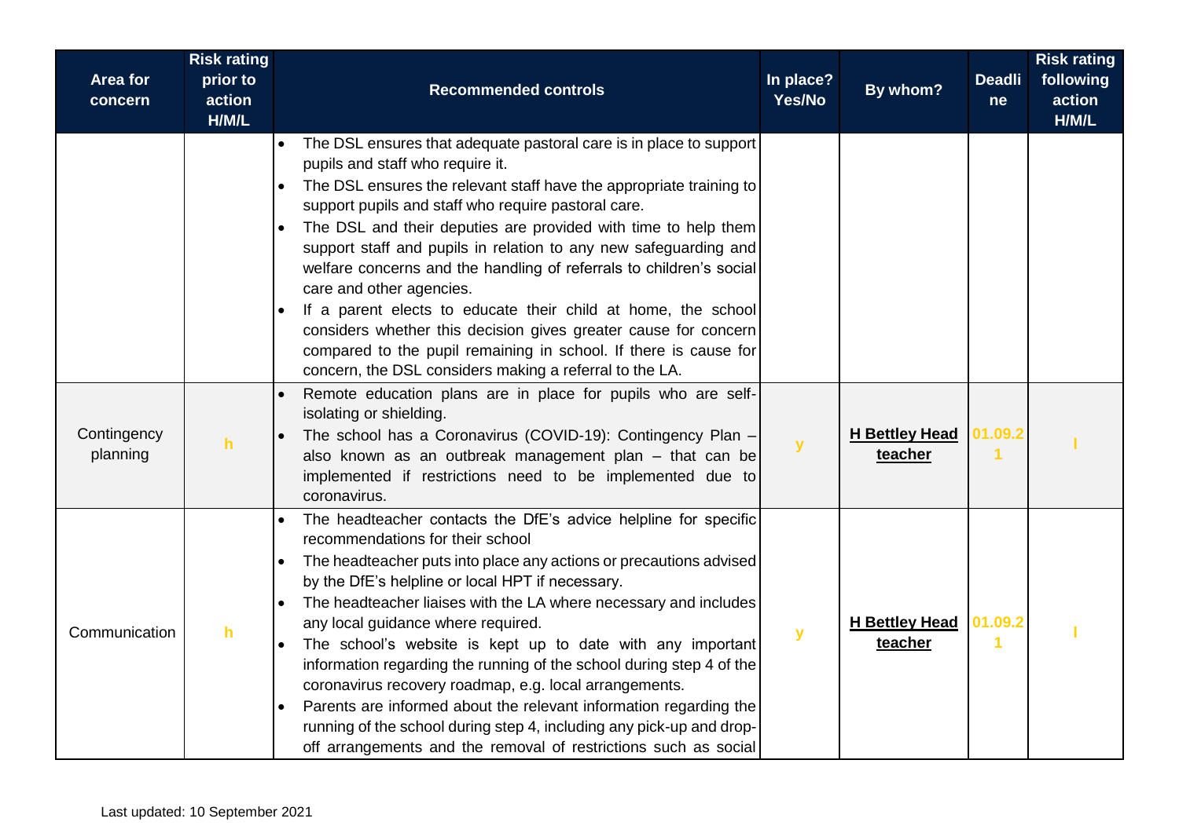| Area for concern | Risk rating prior to action H/M/L | Recommended controls | In place? Yes/No | By whom? | Deadline | Risk rating following action H/M/L |
|---|---|---|---|---|---|---|
| | | • The DSL ensures that adequate pastoral care is in place to support pupils and staff who require it.<br>• The DSL ensures the relevant staff have the appropriate training to support pupils and staff who require pastoral care.<br>• The DSL and their deputies are provided with time to help them support staff and pupils in relation to any new safeguarding and welfare concerns and the handling of referrals to children's social care and other agencies.<br>• If a parent elects to educate their child at home, the school considers whether this decision gives greater cause for concern compared to the pupil remaining in school. If there is cause for concern, the DSL considers making a referral to the LA. | | | | |
| Contingency planning | h | • Remote education plans are in place for pupils who are self-isolating or shielding.<br>• The school has a Coronavirus (COVID-19): Contingency Plan – also known as an outbreak management plan – that can be implemented if restrictions need to be implemented due to coronavirus. | y | **H Bettley Head teacher** | 01.09.21 | l |
| Communication | h | • The headteacher contacts the DfE's advice helpline for specific recommendations for their school<br>• The headteacher puts into place any actions or precautions advised by the DfE's helpline or local HPT if necessary.<br>• The headteacher liaises with the LA where necessary and includes any local guidance where required.<br>• The school's website is kept up to date with any important information regarding the running of the school during step 4 of the coronavirus recovery roadmap, e.g. local arrangements.<br>• Parents are informed about the relevant information regarding the running of the school during step 4, including any pick-up and drop-off arrangements and the removal of restrictions such as social | y | **H Bettley Head teacher** | 01.09.21 | l |

Last updated: 10 September 2021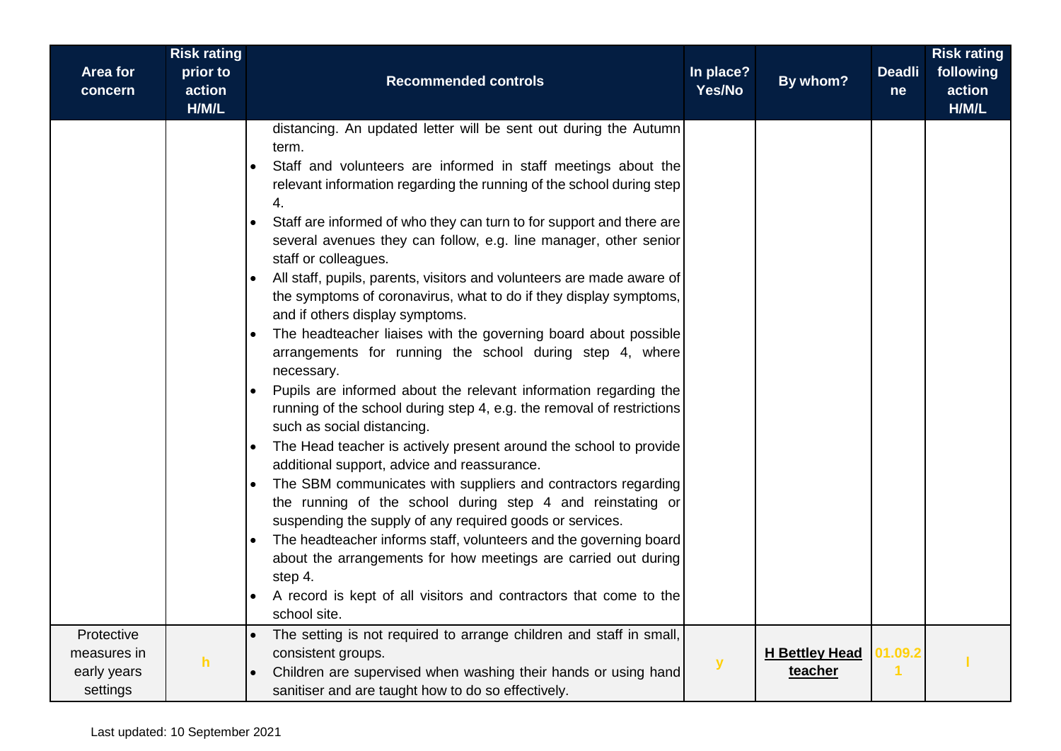| Area for concern | Risk rating prior to action H/M/L | Recommended controls | In place? Yes/No | By whom? | Deadline | Risk rating following action H/M/L |
|---|---|---|---|---|---|---|
| | | distancing. An updated letter will be sent out during the Autumn term.<br>• Staff and volunteers are informed in staff meetings about the relevant information regarding the running of the school during step 4.<br>• Staff are informed of who they can turn to for support and there are several avenues they can follow, e.g. line manager, other senior staff or colleagues.<br>• All staff, pupils, parents, visitors and volunteers are made aware of the symptoms of coronavirus, what to do if they display symptoms, and if others display symptoms.<br>• The headteacher liaises with the governing board about possible arrangements for running the school during step 4, where necessary.<br>• Pupils are informed about the relevant information regarding the running of the school during step 4, e.g. the removal of restrictions such as social distancing.<br>• The Head teacher is actively present around the school to provide additional support, advice and reassurance.<br>• The SBM communicates with suppliers and contractors regarding the running of the school during step 4 and reinstating or suspending the supply of any required goods or services.<br>• The headteacher informs staff, volunteers and the governing board about the arrangements for how meetings are carried out during step 4.<br>• A record is kept of all visitors and contractors that come to the school site. | | | | |
| Protective measures in early years settings | h | • The setting is not required to arrange children and staff in small, consistent groups.<br>• Children are supervised when washing their hands or using hand sanitiser and are taught how to do so effectively. | y | **H Bettley Head teacher** | 01.09.21 | l |

Last updated: 10 September 2021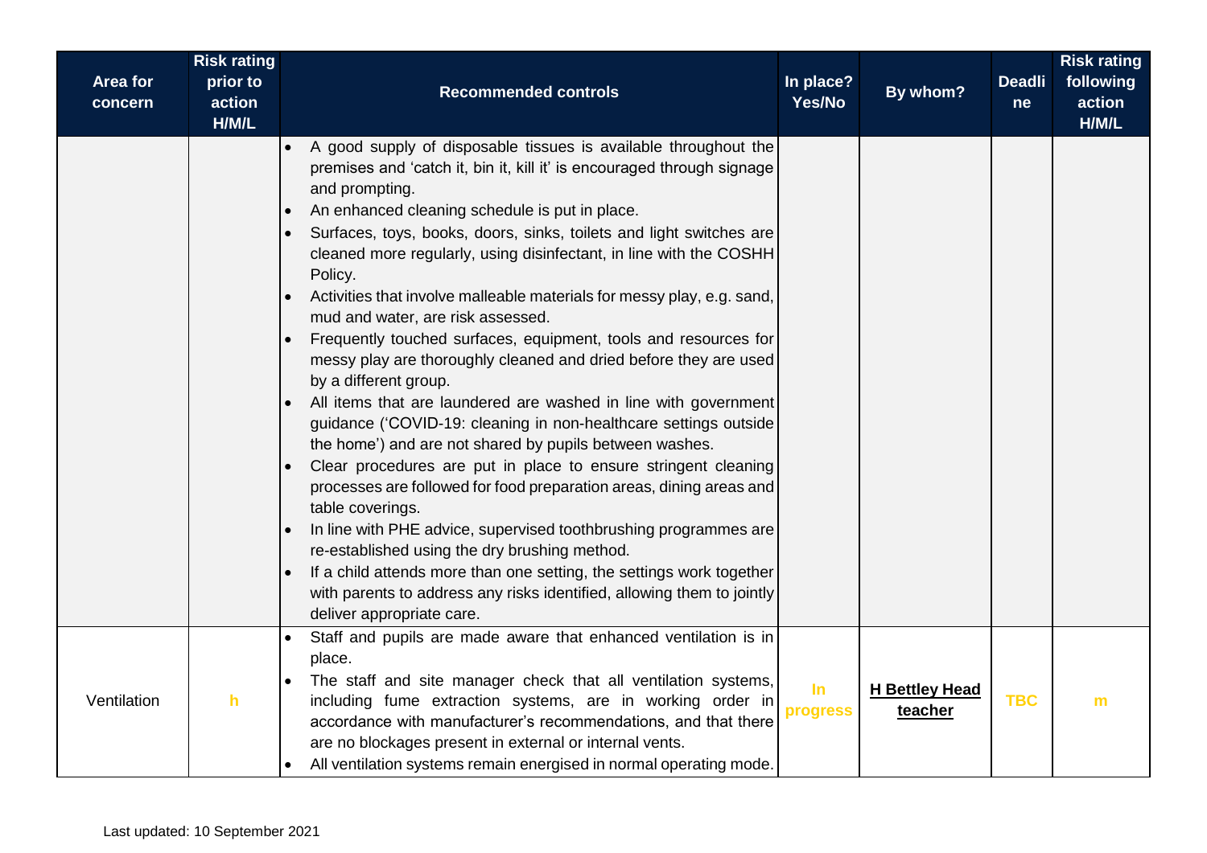| Area for concern | Risk rating prior to action H/M/L | Recommended controls | In place? Yes/No | By whom? | Deadline | Risk rating following action H/M/L |
|---|---|---|---|---|---|---|
| | | • A good supply of disposable tissues is available throughout the premises and 'catch it, bin it, kill it' is encouraged through signage and prompting.<br>• An enhanced cleaning schedule is put in place.<br>• Surfaces, toys, books, doors, sinks, toilets and light switches are cleaned more regularly, using disinfectant, in line with the COSHH Policy.<br>• Activities that involve malleable materials for messy play, e.g. sand, mud and water, are risk assessed.<br>• Frequently touched surfaces, equipment, tools and resources for messy play are thoroughly cleaned and dried before they are used by a different group.<br>• All items that are laundered are washed in line with government guidance ('COVID-19: cleaning in non-healthcare settings outside the home') and are not shared by pupils between washes.<br>• Clear procedures are put in place to ensure stringent cleaning processes are followed for food preparation areas, dining areas and table coverings.<br>• In line with PHE advice, supervised toothbrushing programmes are re-established using the dry brushing method.<br>• If a child attends more than one setting, the settings work together with parents to address any risks identified, allowing them to jointly deliver appropriate care. | | | | |
| Ventilation | h | • Staff and pupils are made aware that enhanced ventilation is in place.<br>• The staff and site manager check that all ventilation systems, including fume extraction systems, are in working order in accordance with manufacturer's recommendations, and that there are no blockages present in external or internal vents.<br>• All ventilation systems remain energised in normal operating mode. | In progress | H Bettley Head teacher | TBC | m |

Last updated: 10 September 2021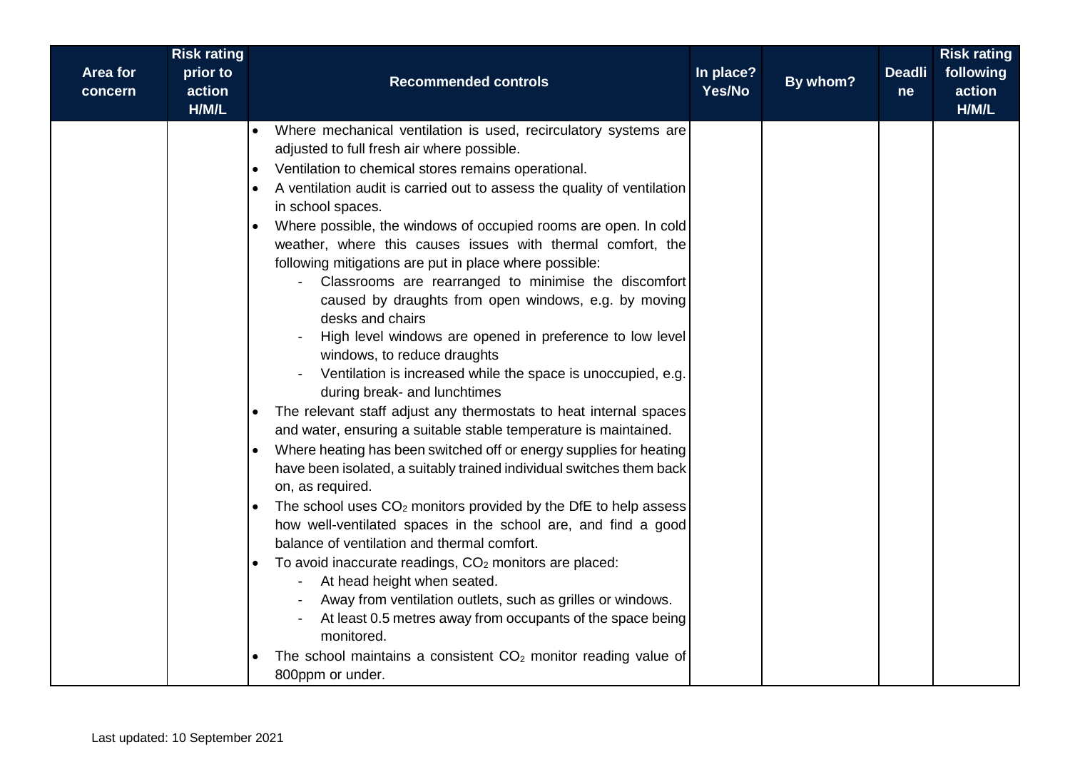| Area for concern | Risk rating prior to action H/M/L | Recommended controls | In place? Yes/No | By whom? | Deadline | Risk rating following action H/M/L |
|---|---|---|---|---|---|---|
| | | • Where mechanical ventilation is used, recirculatory systems are adjusted to full fresh air where possible.<br>• Ventilation to chemical stores remains operational.<br>• A ventilation audit is carried out to assess the quality of ventilation in school spaces.<br>• Where possible, the windows of occupied rooms are open. In cold weather, where this causes issues with thermal comfort, the following mitigations are put in place where possible:<br>  - Classrooms are rearranged to minimise the discomfort caused by draughts from open windows, e.g. by moving desks and chairs<br>  - High level windows are opened in preference to low level windows, to reduce draughts<br>  - Ventilation is increased while the space is unoccupied, e.g. during break- and lunchtimes<br>• The relevant staff adjust any thermostats to heat internal spaces and water, ensuring a suitable stable temperature is maintained.<br>• Where heating has been switched off or energy supplies for heating have been isolated, a suitably trained individual switches them back on, as required.<br>• The school uses $CO_2$ monitors provided by the DfE to help assess how well-ventilated spaces in the school are, and find a good balance of ventilation and thermal comfort.<br>• To avoid inaccurate readings, $CO_2$ monitors are placed:<br>  - At head height when seated.<br>  - Away from ventilation outlets, such as grilles or windows.<br>  - At least 0.5 metres away from occupants of the space being monitored.<br>• The school maintains a consistent $CO_2$ monitor reading value of 800ppm or under. | | | | |

Last updated: 10 September 2021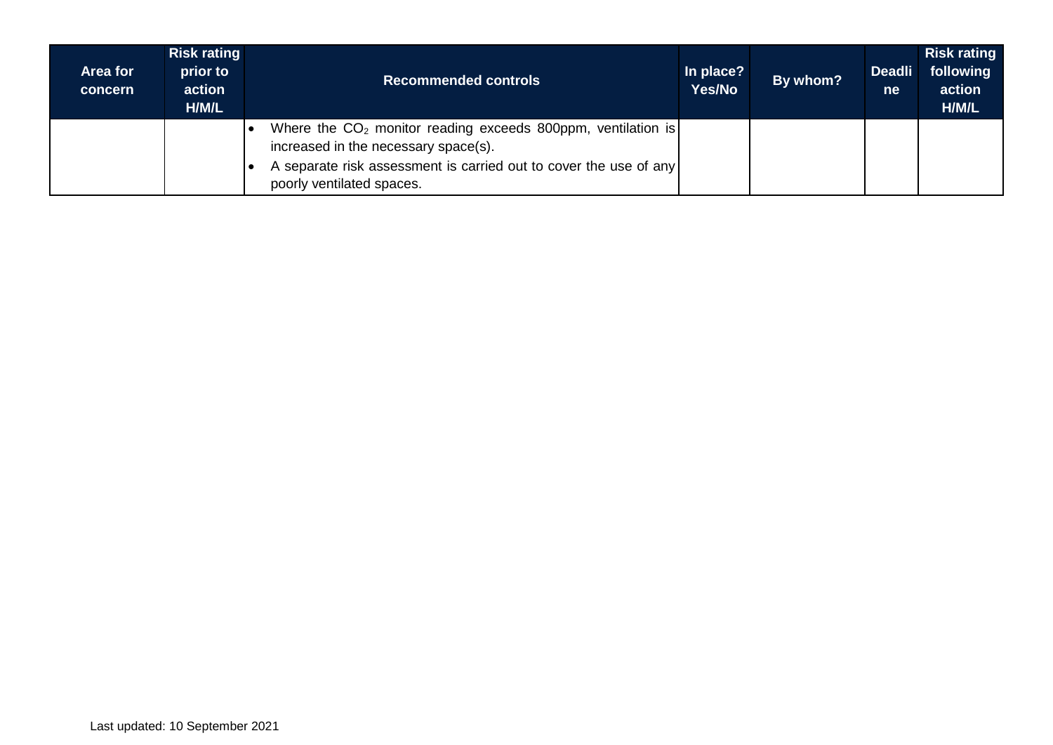| Area for concern | Risk rating prior to action H/M/L | Recommended controls | In place? Yes/No | By whom? | Deadline | Risk rating following action H/M/L |
|---|---|---|---|---|---|---|
| | | • Where the $CO_2$ monitor reading exceeds 800ppm, ventilation is increased in the necessary space(s).<br>• A separate risk assessment is carried out to cover the use of any poorly ventilated spaces. | | | | |

Last updated: 10 September 2021